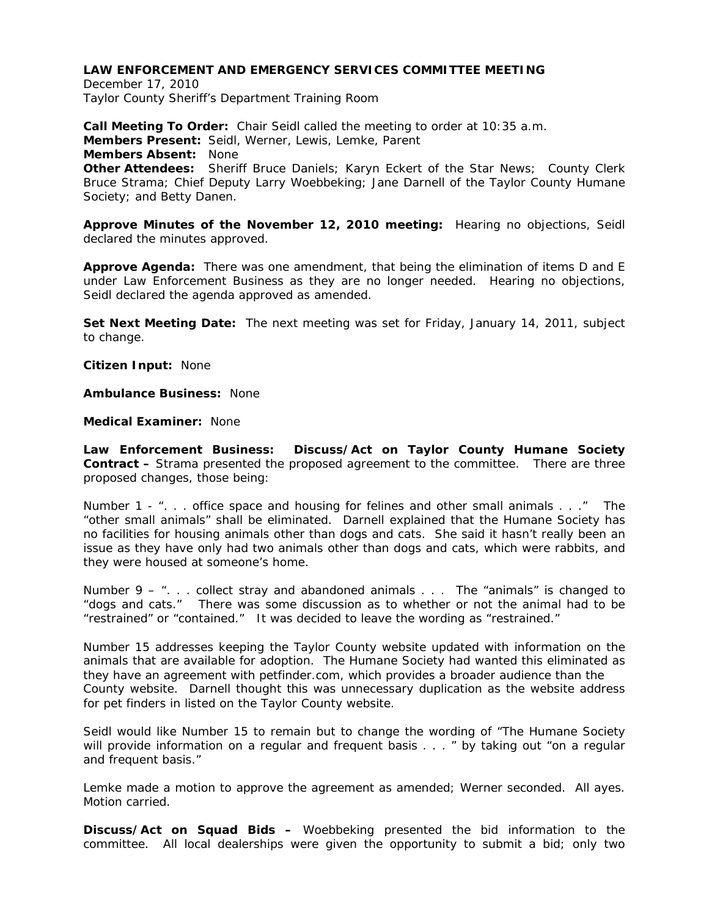**LAW ENFORCEMENT AND EMERGENCY SERVICES COMMITTEE MEETING**
December 17, 2010
Taylor County Sheriff's Department Training Room

**Call Meeting To Order:** Chair Seidl called the meeting to order at 10:35 a.m.
**Members Present:** Seidl, Werner, Lewis, Lemke, Parent
**Members Absent:** None
**Other Attendees:** Sheriff Bruce Daniels; Karyn Eckert of the Star News; County Clerk Bruce Strama; Chief Deputy Larry Woebbeking; Jane Darnell of the Taylor County Humane Society; and Betty Danen.

**Approve Minutes of the November 12, 2010 meeting:** Hearing no objections, Seidl declared the minutes approved.

**Approve Agenda:** There was one amendment, that being the elimination of items D and E under Law Enforcement Business as they are no longer needed. Hearing no objections, Seidl declared the agenda approved as amended.

**Set Next Meeting Date:** The next meeting was set for Friday, January 14, 2011, subject to change.

**Citizen Input:** None

**Ambulance Business:** None

**Medical Examiner:** None

**Law Enforcement Business: Discuss/Act on Taylor County Humane Society Contract –** Strama presented the proposed agreement to the committee. There are three proposed changes, those being:

Number 1 - ". . . office space and housing for felines and other small animals . . ." The "other small animals" shall be eliminated. Darnell explained that the Humane Society has no facilities for housing animals other than dogs and cats. She said it hasn't really been an issue as they have only had two animals other than dogs and cats, which were rabbits, and they were housed at someone's home.

Number 9 – ". . . collect stray and abandoned animals . . . The "animals" is changed to "dogs and cats." There was some discussion as to whether or not the animal had to be "restrained" or "contained." It was decided to leave the wording as "restrained."

Number 15 addresses keeping the Taylor County website updated with information on the animals that are available for adoption. The Humane Society had wanted this eliminated as they have an agreement with petfinder.com, which provides a broader audience than the County website. Darnell thought this was unnecessary duplication as the website address for pet finders in listed on the Taylor County website.

Seidl would like Number 15 to remain but to change the wording of "The Humane Society will provide information on a regular and frequent basis . . . " by taking out "on a regular and frequent basis."

Lemke made a motion to approve the agreement as amended; Werner seconded. All ayes. Motion carried.

**Discuss/Act on Squad Bids –** Woebbeking presented the bid information to the committee. All local dealerships were given the opportunity to submit a bid; only two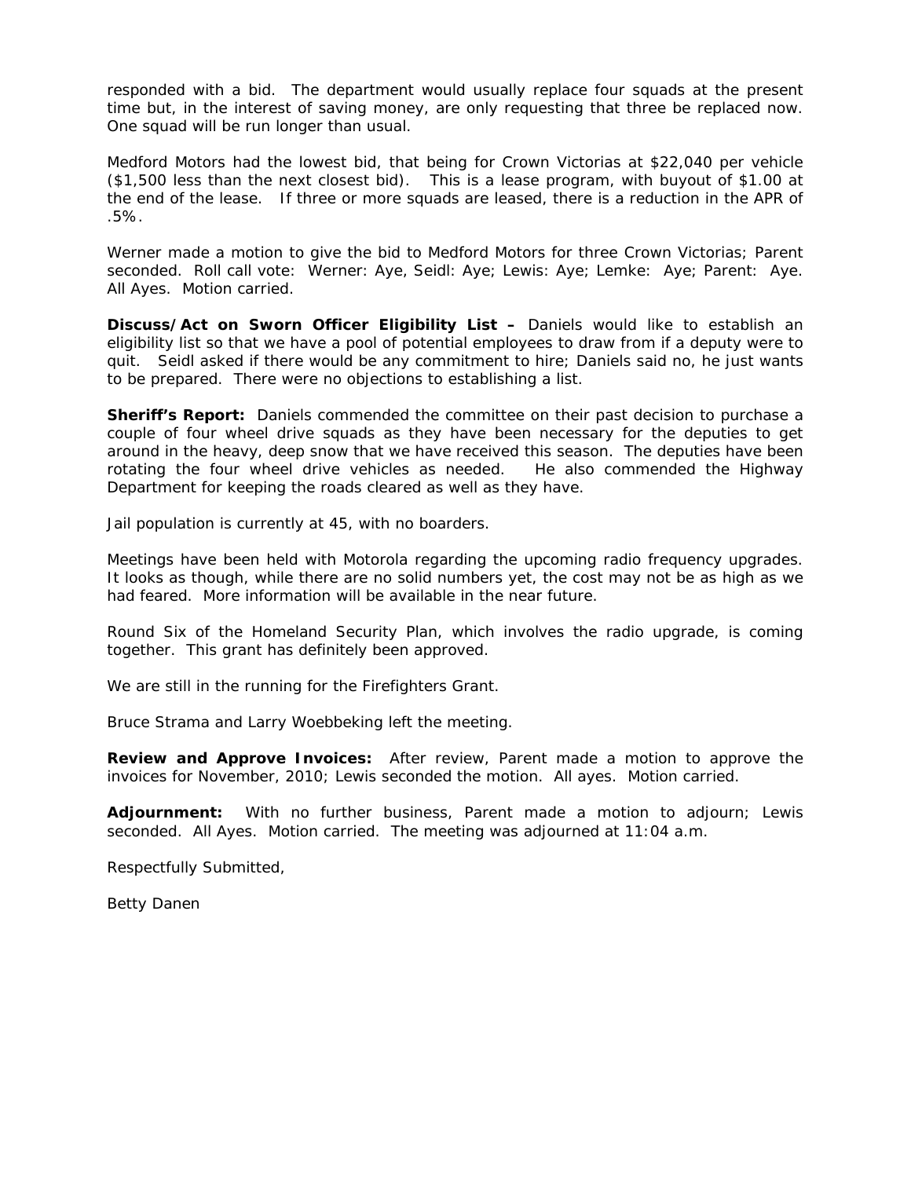responded with a bid. The department would usually replace four squads at the present time but, in the interest of saving money, are only requesting that three be replaced now. One squad will be run longer than usual.

Medford Motors had the lowest bid, that being for Crown Victorias at $22,040 per vehicle ($1,500 less than the next closest bid). This is a lease program, with buyout of $1.00 at the end of the lease. If three or more squads are leased, there is a reduction in the APR of .5%.

Werner made a motion to give the bid to Medford Motors for three Crown Victorias; Parent seconded. Roll call vote: Werner: Aye, Seidl: Aye; Lewis: Aye; Lemke: Aye; Parent: Aye. All Ayes. Motion carried.

**Discuss/Act on Sworn Officer Eligibility List –** Daniels would like to establish an eligibility list so that we have a pool of potential employees to draw from if a deputy were to quit. Seidl asked if there would be any commitment to hire; Daniels said no, he just wants to be prepared. There were no objections to establishing a list.

**Sheriff's Report:** Daniels commended the committee on their past decision to purchase a couple of four wheel drive squads as they have been necessary for the deputies to get around in the heavy, deep snow that we have received this season. The deputies have been rotating the four wheel drive vehicles as needed. He also commended the Highway Department for keeping the roads cleared as well as they have.

Jail population is currently at 45, with no boarders.

Meetings have been held with Motorola regarding the upcoming radio frequency upgrades. It looks as though, while there are no solid numbers yet, the cost may not be as high as we had feared. More information will be available in the near future.

Round Six of the Homeland Security Plan, which involves the radio upgrade, is coming together. This grant has definitely been approved.

We are still in the running for the Firefighters Grant.

Bruce Strama and Larry Woebbeking left the meeting.

**Review and Approve Invoices:** After review, Parent made a motion to approve the invoices for November, 2010; Lewis seconded the motion. All ayes. Motion carried.

**Adjournment:** With no further business, Parent made a motion to adjourn; Lewis seconded. All Ayes. Motion carried. The meeting was adjourned at 11:04 a.m.

Respectfully Submitted,

Betty Danen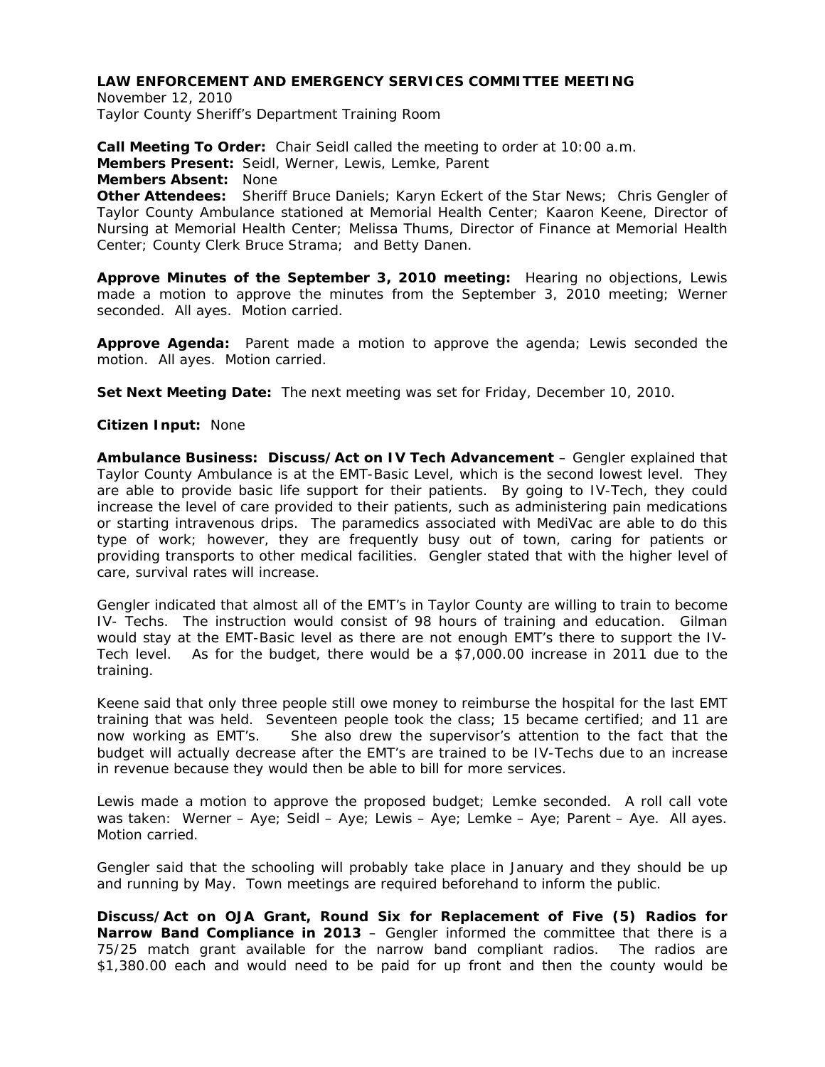**LAW ENFORCEMENT AND EMERGENCY SERVICES COMMITTEE MEETING**
November 12, 2010
Taylor County Sheriff's Department Training Room

**Call Meeting To Order:** Chair Seidl called the meeting to order at 10:00 a.m.
**Members Present:** Seidl, Werner, Lewis, Lemke, Parent
**Members Absent:** None
**Other Attendees:** Sheriff Bruce Daniels; Karyn Eckert of the Star News; Chris Gengler of Taylor County Ambulance stationed at Memorial Health Center; Kaaron Keene, Director of Nursing at Memorial Health Center; Melissa Thums, Director of Finance at Memorial Health Center; County Clerk Bruce Strama; and Betty Danen.

**Approve Minutes of the September 3, 2010 meeting:** Hearing no objections, Lewis made a motion to approve the minutes from the September 3, 2010 meeting; Werner seconded. All ayes. Motion carried.

**Approve Agenda:** Parent made a motion to approve the agenda; Lewis seconded the motion. All ayes. Motion carried.

**Set Next Meeting Date:** The next meeting was set for Friday, December 10, 2010.

**Citizen Input:** None

**Ambulance Business: Discuss/Act on IV Tech Advancement** – Gengler explained that Taylor County Ambulance is at the EMT-Basic Level, which is the second lowest level. They are able to provide basic life support for their patients. By going to IV-Tech, they could increase the level of care provided to their patients, such as administering pain medications or starting intravenous drips. The paramedics associated with MediVac are able to do this type of work; however, they are frequently busy out of town, caring for patients or providing transports to other medical facilities. Gengler stated that with the higher level of care, survival rates will increase.

Gengler indicated that almost all of the EMT's in Taylor County are willing to train to become IV- Techs. The instruction would consist of 98 hours of training and education. Gilman would stay at the EMT-Basic level as there are not enough EMT's there to support the IV-Tech level. As for the budget, there would be a $7,000.00 increase in 2011 due to the training.

Keene said that only three people still owe money to reimburse the hospital for the last EMT training that was held. Seventeen people took the class; 15 became certified; and 11 are now working as EMT's. She also drew the supervisor's attention to the fact that the budget will actually decrease after the EMT's are trained to be IV-Techs due to an increase in revenue because they would then be able to bill for more services.

Lewis made a motion to approve the proposed budget; Lemke seconded. A roll call vote was taken: Werner – Aye; Seidl – Aye; Lewis – Aye; Lemke – Aye; Parent – Aye. All ayes. Motion carried.

Gengler said that the schooling will probably take place in January and they should be up and running by May. Town meetings are required beforehand to inform the public.

**Discuss/Act on OJA Grant, Round Six for Replacement of Five (5) Radios for Narrow Band Compliance in 2013** – Gengler informed the committee that there is a 75/25 match grant available for the narrow band compliant radios. The radios are $1,380.00 each and would need to be paid for up front and then the county would be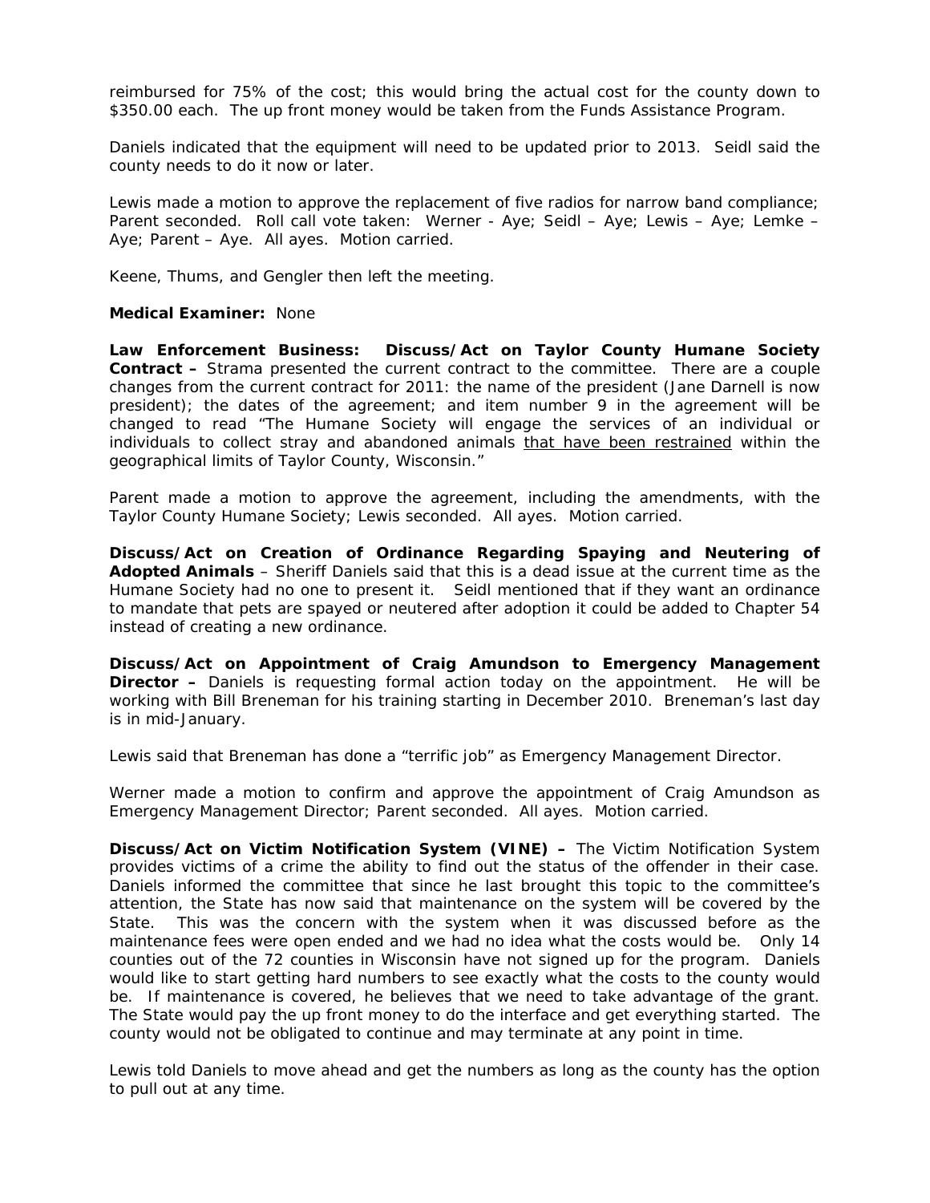reimbursed for 75% of the cost; this would bring the actual cost for the county down to $350.00 each. The up front money would be taken from the Funds Assistance Program.

Daniels indicated that the equipment will need to be updated prior to 2013. Seidl said the county needs to do it now or later.

Lewis made a motion to approve the replacement of five radios for narrow band compliance; Parent seconded. Roll call vote taken: Werner - Aye; Seidl – Aye; Lewis – Aye; Lemke – Aye; Parent – Aye. All ayes. Motion carried.

Keene, Thums, and Gengler then left the meeting.

**Medical Examiner:** None

**Law Enforcement Business: Discuss/Act on Taylor County Humane Society Contract –** Strama presented the current contract to the committee. There are a couple changes from the current contract for 2011: the name of the president (Jane Darnell is now president); the dates of the agreement; and item number 9 in the agreement will be changed to read "The Humane Society will engage the services of an individual or individuals to collect stray and abandoned animals <u>that have been restrained</u> within the geographical limits of Taylor County, Wisconsin."

Parent made a motion to approve the agreement, including the amendments, with the Taylor County Humane Society; Lewis seconded. All ayes. Motion carried.

**Discuss/Act on Creation of Ordinance Regarding Spaying and Neutering of Adopted Animals** – Sheriff Daniels said that this is a dead issue at the current time as the Humane Society had no one to present it. Seidl mentioned that if they want an ordinance to mandate that pets are spayed or neutered after adoption it could be added to Chapter 54 instead of creating a new ordinance.

**Discuss/Act on Appointment of Craig Amundson to Emergency Management Director –** Daniels is requesting formal action today on the appointment. He will be working with Bill Breneman for his training starting in December 2010. Breneman's last day is in mid-January.

Lewis said that Breneman has done a "terrific job" as Emergency Management Director.

Werner made a motion to confirm and approve the appointment of Craig Amundson as Emergency Management Director; Parent seconded. All ayes. Motion carried.

**Discuss/Act on Victim Notification System (VINE) –** The Victim Notification System provides victims of a crime the ability to find out the status of the offender in their case. Daniels informed the committee that since he last brought this topic to the committee's attention, the State has now said that maintenance on the system will be covered by the State. This was the concern with the system when it was discussed before as the maintenance fees were open ended and we had no idea what the costs would be. Only 14 counties out of the 72 counties in Wisconsin have not signed up for the program. Daniels would like to start getting hard numbers to see exactly what the costs to the county would be. If maintenance is covered, he believes that we need to take advantage of the grant. The State would pay the up front money to do the interface and get everything started. The county would not be obligated to continue and may terminate at any point in time.

Lewis told Daniels to move ahead and get the numbers as long as the county has the option to pull out at any time.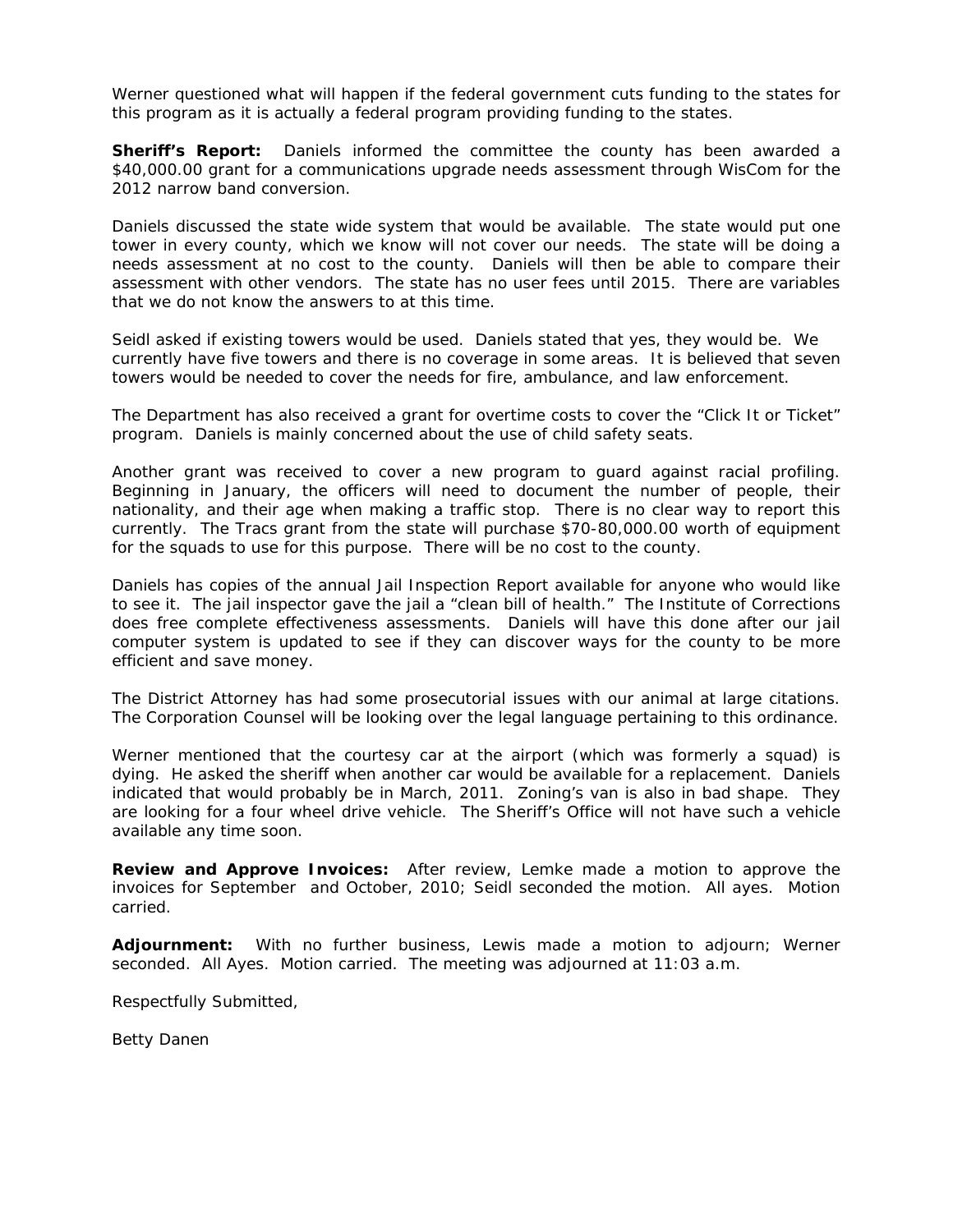Werner questioned what will happen if the federal government cuts funding to the states for this program as it is actually a federal program providing funding to the states.

**Sheriff's Report:** Daniels informed the committee the county has been awarded a $40,000.00 grant for a communications upgrade needs assessment through WisCom for the 2012 narrow band conversion.

Daniels discussed the state wide system that would be available. The state would put one tower in every county, which we know will not cover our needs. The state will be doing a needs assessment at no cost to the county. Daniels will then be able to compare their assessment with other vendors. The state has no user fees until 2015. There are variables that we do not know the answers to at this time.

Seidl asked if existing towers would be used. Daniels stated that yes, they would be. We currently have five towers and there is no coverage in some areas. It is believed that seven towers would be needed to cover the needs for fire, ambulance, and law enforcement.

The Department has also received a grant for overtime costs to cover the "Click It or Ticket" program. Daniels is mainly concerned about the use of child safety seats.

Another grant was received to cover a new program to guard against racial profiling. Beginning in January, the officers will need to document the number of people, their nationality, and their age when making a traffic stop. There is no clear way to report this currently. The Tracs grant from the state will purchase $70-80,000.00 worth of equipment for the squads to use for this purpose. There will be no cost to the county.

Daniels has copies of the annual Jail Inspection Report available for anyone who would like to see it. The jail inspector gave the jail a "clean bill of health." The Institute of Corrections does free complete effectiveness assessments. Daniels will have this done after our jail computer system is updated to see if they can discover ways for the county to be more efficient and save money.

The District Attorney has had some prosecutorial issues with our animal at large citations. The Corporation Counsel will be looking over the legal language pertaining to this ordinance.

Werner mentioned that the courtesy car at the airport (which was formerly a squad) is dying. He asked the sheriff when another car would be available for a replacement. Daniels indicated that would probably be in March, 2011. Zoning's van is also in bad shape. They are looking for a four wheel drive vehicle. The Sheriff's Office will not have such a vehicle available any time soon.

**Review and Approve Invoices:** After review, Lemke made a motion to approve the invoices for September and October, 2010; Seidl seconded the motion. All ayes. Motion carried.

**Adjournment:** With no further business, Lewis made a motion to adjourn; Werner seconded. All Ayes. Motion carried. The meeting was adjourned at 11:03 a.m.

Respectfully Submitted,

Betty Danen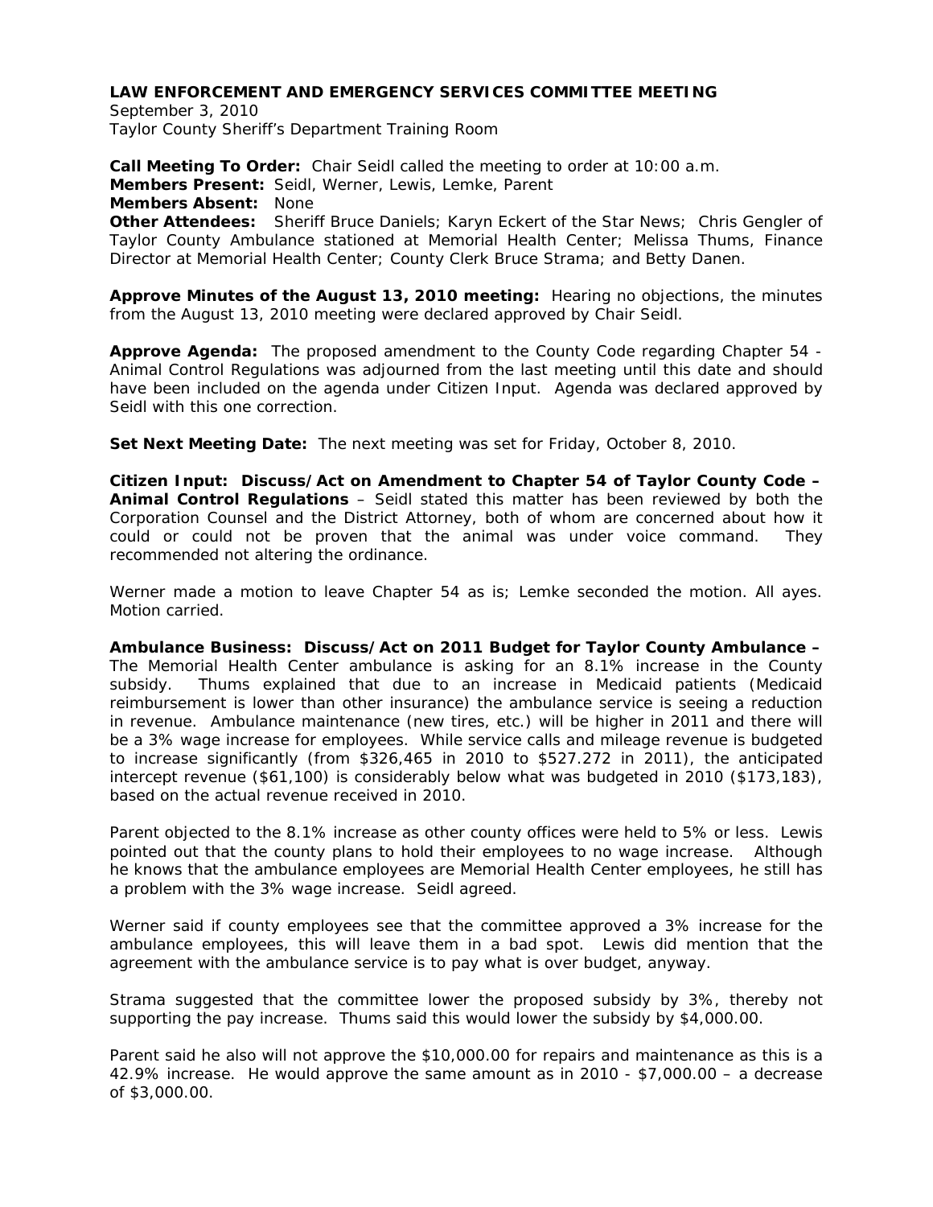**LAW ENFORCEMENT AND EMERGENCY SERVICES COMMITTEE MEETING**

September 3, 2010

Taylor County Sheriff's Department Training Room

**Call Meeting To Order:** Chair Seidl called the meeting to order at 10:00 a.m.

**Members Present:** Seidl, Werner, Lewis, Lemke, Parent

**Members Absent:** None

**Other Attendees:** Sheriff Bruce Daniels; Karyn Eckert of the Star News; Chris Gengler of Taylor County Ambulance stationed at Memorial Health Center; Melissa Thums, Finance Director at Memorial Health Center; County Clerk Bruce Strama; and Betty Danen.

**Approve Minutes of the August 13, 2010 meeting:** Hearing no objections, the minutes from the August 13, 2010 meeting were declared approved by Chair Seidl.

**Approve Agenda:** The proposed amendment to the County Code regarding Chapter 54 - Animal Control Regulations was adjourned from the last meeting until this date and should have been included on the agenda under Citizen Input. Agenda was declared approved by Seidl with this one correction.

**Set Next Meeting Date:** The next meeting was set for Friday, October 8, 2010.

**Citizen Input: Discuss/Act on Amendment to Chapter 54 of Taylor County Code – Animal Control Regulations** – Seidl stated this matter has been reviewed by both the Corporation Counsel and the District Attorney, both of whom are concerned about how it could or could not be proven that the animal was under voice command. They recommended not altering the ordinance.

Werner made a motion to leave Chapter 54 as is; Lemke seconded the motion. All ayes. Motion carried.

**Ambulance Business: Discuss/Act on 2011 Budget for Taylor County Ambulance –** The Memorial Health Center ambulance is asking for an 8.1% increase in the County subsidy. Thums explained that due to an increase in Medicaid patients (Medicaid reimbursement is lower than other insurance) the ambulance service is seeing a reduction in revenue. Ambulance maintenance (new tires, etc.) will be higher in 2011 and there will be a 3% wage increase for employees. While service calls and mileage revenue is budgeted to increase significantly (from $326,465 in 2010 to $527.272 in 2011), the anticipated intercept revenue ($61,100) is considerably below what was budgeted in 2010 ($173,183), based on the actual revenue received in 2010.

Parent objected to the 8.1% increase as other county offices were held to 5% or less. Lewis pointed out that the county plans to hold their employees to no wage increase. Although he knows that the ambulance employees are Memorial Health Center employees, he still has a problem with the 3% wage increase. Seidl agreed.

Werner said if county employees see that the committee approved a 3% increase for the ambulance employees, this will leave them in a bad spot. Lewis did mention that the agreement with the ambulance service is to pay what is over budget, anyway.

Strama suggested that the committee lower the proposed subsidy by 3%, thereby not supporting the pay increase. Thums said this would lower the subsidy by $4,000.00.

Parent said he also will not approve the $10,000.00 for repairs and maintenance as this is a 42.9% increase. He would approve the same amount as in 2010 - $7,000.00 – a decrease of $3,000.00.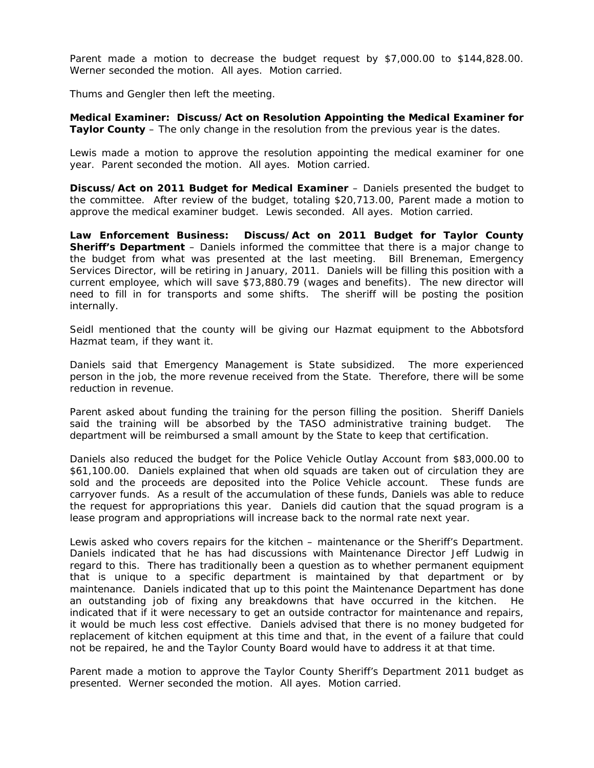Parent made a motion to decrease the budget request by $7,000.00 to $144,828.00. Werner seconded the motion. All ayes. Motion carried.

Thums and Gengler then left the meeting.

**Medical Examiner: Discuss/Act on Resolution Appointing the Medical Examiner for Taylor County** – The only change in the resolution from the previous year is the dates.

Lewis made a motion to approve the resolution appointing the medical examiner for one year. Parent seconded the motion. All ayes. Motion carried.

**Discuss/Act on 2011 Budget for Medical Examiner** – Daniels presented the budget to the committee. After review of the budget, totaling $20,713.00, Parent made a motion to approve the medical examiner budget. Lewis seconded. All ayes. Motion carried.

**Law Enforcement Business: Discuss/Act on 2011 Budget for Taylor County Sheriff's Department** – Daniels informed the committee that there is a major change to the budget from what was presented at the last meeting. Bill Breneman, Emergency Services Director, will be retiring in January, 2011. Daniels will be filling this position with a current employee, which will save $73,880.79 (wages and benefits). The new director will need to fill in for transports and some shifts. The sheriff will be posting the position internally.

Seidl mentioned that the county will be giving our Hazmat equipment to the Abbotsford Hazmat team, if they want it.

Daniels said that Emergency Management is State subsidized. The more experienced person in the job, the more revenue received from the State. Therefore, there will be some reduction in revenue.

Parent asked about funding the training for the person filling the position. Sheriff Daniels said the training will be absorbed by the TASO administrative training budget. The department will be reimbursed a small amount by the State to keep that certification.

Daniels also reduced the budget for the Police Vehicle Outlay Account from $83,000.00 to $61,100.00. Daniels explained that when old squads are taken out of circulation they are sold and the proceeds are deposited into the Police Vehicle account. These funds are carryover funds. As a result of the accumulation of these funds, Daniels was able to reduce the request for appropriations this year. Daniels did caution that the squad program is a lease program and appropriations will increase back to the normal rate next year.

Lewis asked who covers repairs for the kitchen – maintenance or the Sheriff's Department. Daniels indicated that he has had discussions with Maintenance Director Jeff Ludwig in regard to this. There has traditionally been a question as to whether permanent equipment that is unique to a specific department is maintained by that department or by maintenance. Daniels indicated that up to this point the Maintenance Department has done an outstanding job of fixing any breakdowns that have occurred in the kitchen. He indicated that if it were necessary to get an outside contractor for maintenance and repairs, it would be much less cost effective. Daniels advised that there is no money budgeted for replacement of kitchen equipment at this time and that, in the event of a failure that could not be repaired, he and the Taylor County Board would have to address it at that time.

Parent made a motion to approve the Taylor County Sheriff's Department 2011 budget as presented. Werner seconded the motion. All ayes. Motion carried.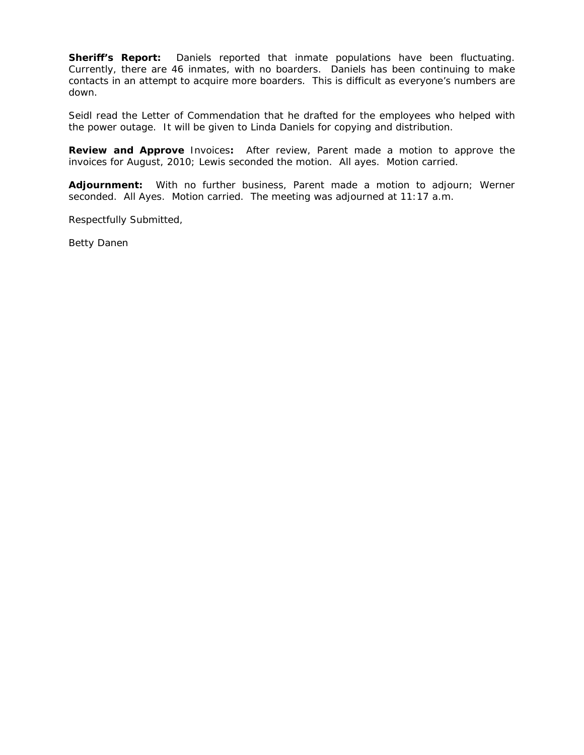**Sheriff's Report:** Daniels reported that inmate populations have been fluctuating. Currently, there are 46 inmates, with no boarders. Daniels has been continuing to make contacts in an attempt to acquire more boarders. This is difficult as everyone's numbers are down.

Seidl read the Letter of Commendation that he drafted for the employees who helped with the power outage. It will be given to Linda Daniels for copying and distribution.

**Review and Approve** Invoices**:** After review, Parent made a motion to approve the invoices for August, 2010; Lewis seconded the motion. All ayes. Motion carried.

**Adjournment:** With no further business, Parent made a motion to adjourn; Werner seconded. All Ayes. Motion carried. The meeting was adjourned at 11:17 a.m.

Respectfully Submitted,

Betty Danen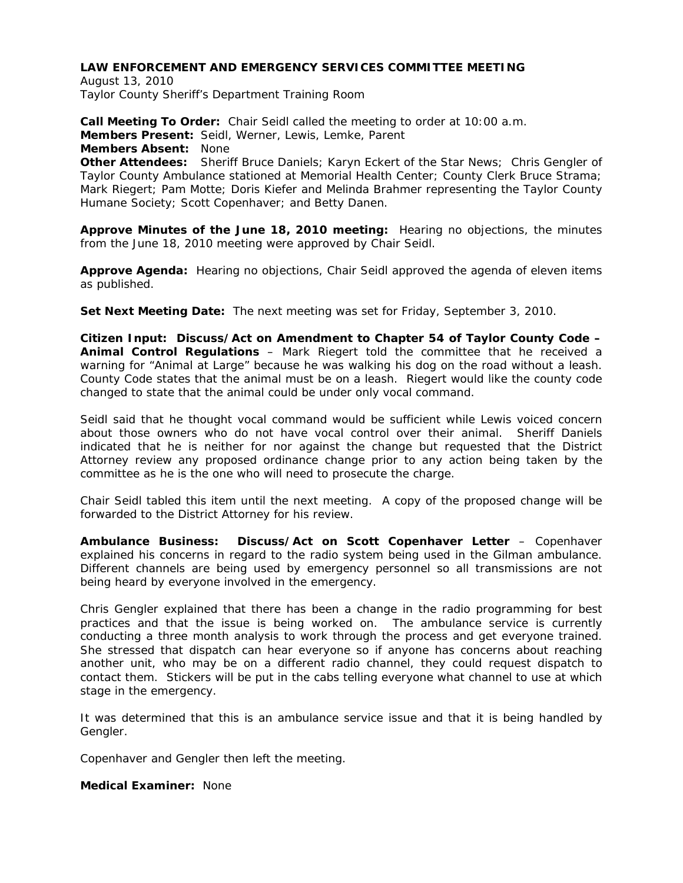**LAW ENFORCEMENT AND EMERGENCY SERVICES COMMITTEE MEETING**
August 13, 2010
Taylor County Sheriff's Department Training Room

**Call Meeting To Order:** Chair Seidl called the meeting to order at 10:00 a.m.
**Members Present:** Seidl, Werner, Lewis, Lemke, Parent
**Members Absent:** None
**Other Attendees:** Sheriff Bruce Daniels; Karyn Eckert of the Star News; Chris Gengler of Taylor County Ambulance stationed at Memorial Health Center; County Clerk Bruce Strama; Mark Riegert; Pam Motte; Doris Kiefer and Melinda Brahmer representing the Taylor County Humane Society; Scott Copenhaver; and Betty Danen.

**Approve Minutes of the June 18, 2010 meeting:** Hearing no objections, the minutes from the June 18, 2010 meeting were approved by Chair Seidl.

**Approve Agenda:** Hearing no objections, Chair Seidl approved the agenda of eleven items as published.

**Set Next Meeting Date:** The next meeting was set for Friday, September 3, 2010.

**Citizen Input: Discuss/Act on Amendment to Chapter 54 of Taylor County Code – Animal Control Regulations** – Mark Riegert told the committee that he received a warning for "Animal at Large" because he was walking his dog on the road without a leash. County Code states that the animal must be on a leash. Riegert would like the county code changed to state that the animal could be under only vocal command.

Seidl said that he thought vocal command would be sufficient while Lewis voiced concern about those owners who do not have vocal control over their animal. Sheriff Daniels indicated that he is neither for nor against the change but requested that the District Attorney review any proposed ordinance change prior to any action being taken by the committee as he is the one who will need to prosecute the charge.

Chair Seidl tabled this item until the next meeting. A copy of the proposed change will be forwarded to the District Attorney for his review.

**Ambulance Business: Discuss/Act on Scott Copenhaver Letter** – Copenhaver explained his concerns in regard to the radio system being used in the Gilman ambulance. Different channels are being used by emergency personnel so all transmissions are not being heard by everyone involved in the emergency.

Chris Gengler explained that there has been a change in the radio programming for best practices and that the issue is being worked on. The ambulance service is currently conducting a three month analysis to work through the process and get everyone trained. She stressed that dispatch can hear everyone so if anyone has concerns about reaching another unit, who may be on a different radio channel, they could request dispatch to contact them. Stickers will be put in the cabs telling everyone what channel to use at which stage in the emergency.

It was determined that this is an ambulance service issue and that it is being handled by Gengler.

Copenhaver and Gengler then left the meeting.

**Medical Examiner:** None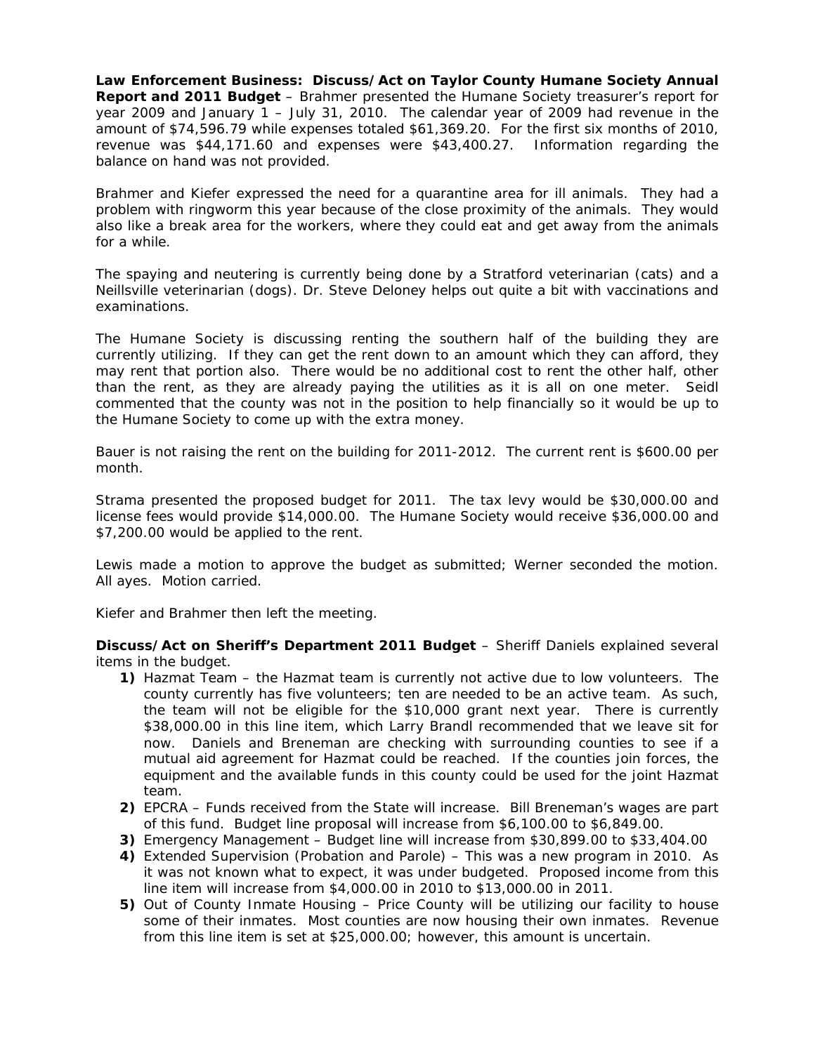**Law Enforcement Business: Discuss/Act on Taylor County Humane Society Annual Report and 2011 Budget** – Brahmer presented the Humane Society treasurer's report for year 2009 and January 1 – July 31, 2010. The calendar year of 2009 had revenue in the amount of $74,596.79 while expenses totaled $61,369.20. For the first six months of 2010, revenue was $44,171.60 and expenses were $43,400.27. Information regarding the balance on hand was not provided.

Brahmer and Kiefer expressed the need for a quarantine area for ill animals. They had a problem with ringworm this year because of the close proximity of the animals. They would also like a break area for the workers, where they could eat and get away from the animals for a while.

The spaying and neutering is currently being done by a Stratford veterinarian (cats) and a Neillsville veterinarian (dogs). Dr. Steve Deloney helps out quite a bit with vaccinations and examinations.

The Humane Society is discussing renting the southern half of the building they are currently utilizing. If they can get the rent down to an amount which they can afford, they may rent that portion also. There would be no additional cost to rent the other half, other than the rent, as they are already paying the utilities as it is all on one meter. Seidl commented that the county was not in the position to help financially so it would be up to the Humane Society to come up with the extra money.

Bauer is not raising the rent on the building for 2011-2012. The current rent is $600.00 per month.

Strama presented the proposed budget for 2011. The tax levy would be $30,000.00 and license fees would provide $14,000.00. The Humane Society would receive $36,000.00 and $7,200.00 would be applied to the rent.

Lewis made a motion to approve the budget as submitted; Werner seconded the motion. All ayes. Motion carried.

Kiefer and Brahmer then left the meeting.

**Discuss/Act on Sheriff's Department 2011 Budget** – Sheriff Daniels explained several items in the budget.

1) Hazmat Team – the Hazmat team is currently not active due to low volunteers. The county currently has five volunteers; ten are needed to be an active team. As such, the team will not be eligible for the $10,000 grant next year. There is currently $38,000.00 in this line item, which Larry Brandl recommended that we leave sit for now. Daniels and Breneman are checking with surrounding counties to see if a mutual aid agreement for Hazmat could be reached. If the counties join forces, the equipment and the available funds in this county could be used for the joint Hazmat team.
2) EPCRA – Funds received from the State will increase. Bill Breneman's wages are part of this fund. Budget line proposal will increase from $6,100.00 to $6,849.00.
3) Emergency Management – Budget line will increase from $30,899.00 to $33,404.00
4) Extended Supervision (Probation and Parole) – This was a new program in 2010. As it was not known what to expect, it was under budgeted. Proposed income from this line item will increase from $4,000.00 in 2010 to $13,000.00 in 2011.
5) Out of County Inmate Housing – Price County will be utilizing our facility to house some of their inmates. Most counties are now housing their own inmates. Revenue from this line item is set at $25,000.00; however, this amount is uncertain.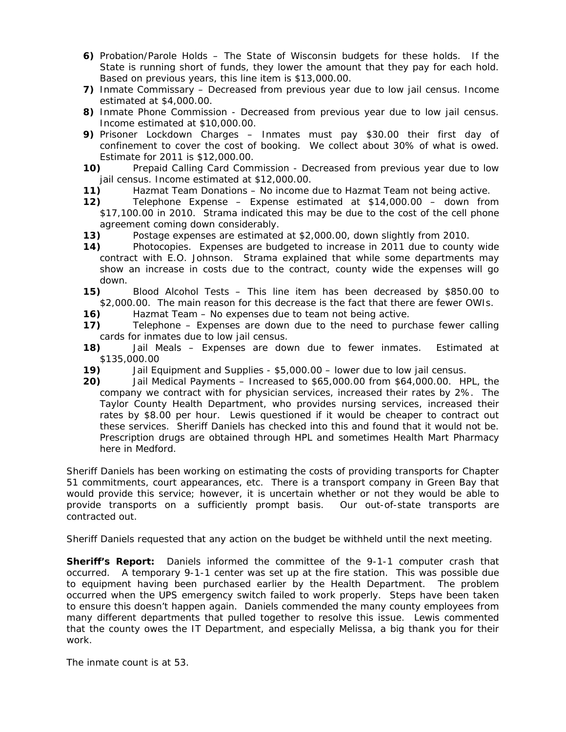6) Probation/Parole Holds – The State of Wisconsin budgets for these holds. If the State is running short of funds, they lower the amount that they pay for each hold. Based on previous years, this line item is $13,000.00.
7) Inmate Commissary – Decreased from previous year due to low jail census. Income estimated at $4,000.00.
8) Inmate Phone Commission - Decreased from previous year due to low jail census. Income estimated at $10,000.00.
9) Prisoner Lockdown Charges – Inmates must pay $30.00 their first day of confinement to cover the cost of booking. We collect about 30% of what is owed. Estimate for 2011 is $12,000.00.
10) Prepaid Calling Card Commission - Decreased from previous year due to low jail census. Income estimated at $12,000.00.
11) Hazmat Team Donations – No income due to Hazmat Team not being active.
12) Telephone Expense – Expense estimated at $14,000.00 – down from $17,100.00 in 2010. Strama indicated this may be due to the cost of the cell phone agreement coming down considerably.
13) Postage expenses are estimated at $2,000.00, down slightly from 2010.
14) Photocopies. Expenses are budgeted to increase in 2011 due to county wide contract with E.O. Johnson. Strama explained that while some departments may show an increase in costs due to the contract, county wide the expenses will go down.
15) Blood Alcohol Tests – This line item has been decreased by $850.00 to $2,000.00. The main reason for this decrease is the fact that there are fewer OWIs.
16) Hazmat Team – No expenses due to team not being active.
17) Telephone – Expenses are down due to the need to purchase fewer calling cards for inmates due to low jail census.
18) Jail Meals – Expenses are down due to fewer inmates. Estimated at $135,000.00
19) Jail Equipment and Supplies - $5,000.00 – lower due to low jail census.
20) Jail Medical Payments – Increased to $65,000.00 from $64,000.00. HPL, the company we contract with for physician services, increased their rates by 2%. The Taylor County Health Department, who provides nursing services, increased their rates by $8.00 per hour. Lewis questioned if it would be cheaper to contract out these services. Sheriff Daniels has checked into this and found that it would not be. Prescription drugs are obtained through HPL and sometimes Health Mart Pharmacy here in Medford.

Sheriff Daniels has been working on estimating the costs of providing transports for Chapter 51 commitments, court appearances, etc. There is a transport company in Green Bay that would provide this service; however, it is uncertain whether or not they would be able to provide transports on a sufficiently prompt basis. Our out-of-state transports are contracted out.

Sheriff Daniels requested that any action on the budget be withheld until the next meeting.

**Sheriff's Report:** Daniels informed the committee of the 9-1-1 computer crash that occurred. A temporary 9-1-1 center was set up at the fire station. This was possible due to equipment having been purchased earlier by the Health Department. The problem occurred when the UPS emergency switch failed to work properly. Steps have been taken to ensure this doesn't happen again. Daniels commended the many county employees from many different departments that pulled together to resolve this issue. Lewis commented that the county owes the IT Department, and especially Melissa, a big thank you for their work.

The inmate count is at 53.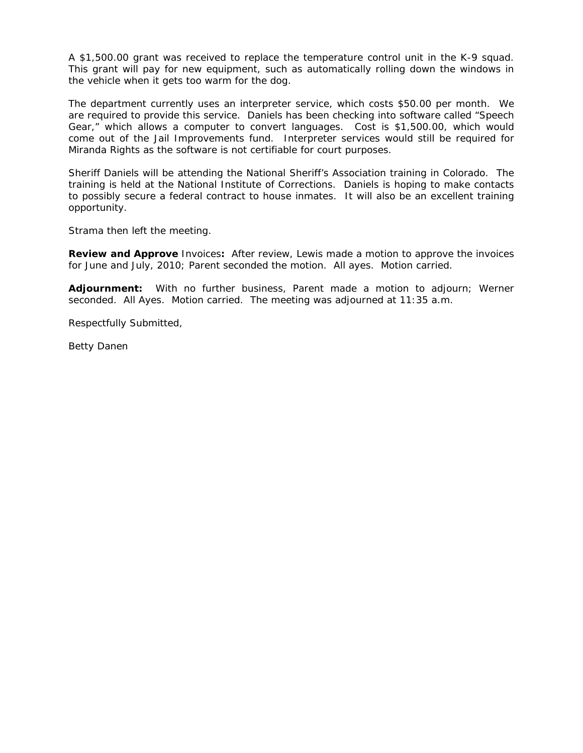A $1,500.00 grant was received to replace the temperature control unit in the K-9 squad. This grant will pay for new equipment, such as automatically rolling down the windows in the vehicle when it gets too warm for the dog.

The department currently uses an interpreter service, which costs $50.00 per month. We are required to provide this service. Daniels has been checking into software called "Speech Gear," which allows a computer to convert languages. Cost is $1,500.00, which would come out of the Jail Improvements fund. Interpreter services would still be required for Miranda Rights as the software is not certifiable for court purposes.

Sheriff Daniels will be attending the National Sheriff's Association training in Colorado. The training is held at the National Institute of Corrections. Daniels is hoping to make contacts to possibly secure a federal contract to house inmates. It will also be an excellent training opportunity.

Strama then left the meeting.

**Review and Approve** Invoices**:** After review, Lewis made a motion to approve the invoices for June and July, 2010; Parent seconded the motion. All ayes. Motion carried.

**Adjournment:** With no further business, Parent made a motion to adjourn; Werner seconded. All Ayes. Motion carried. The meeting was adjourned at 11:35 a.m.

Respectfully Submitted,

Betty Danen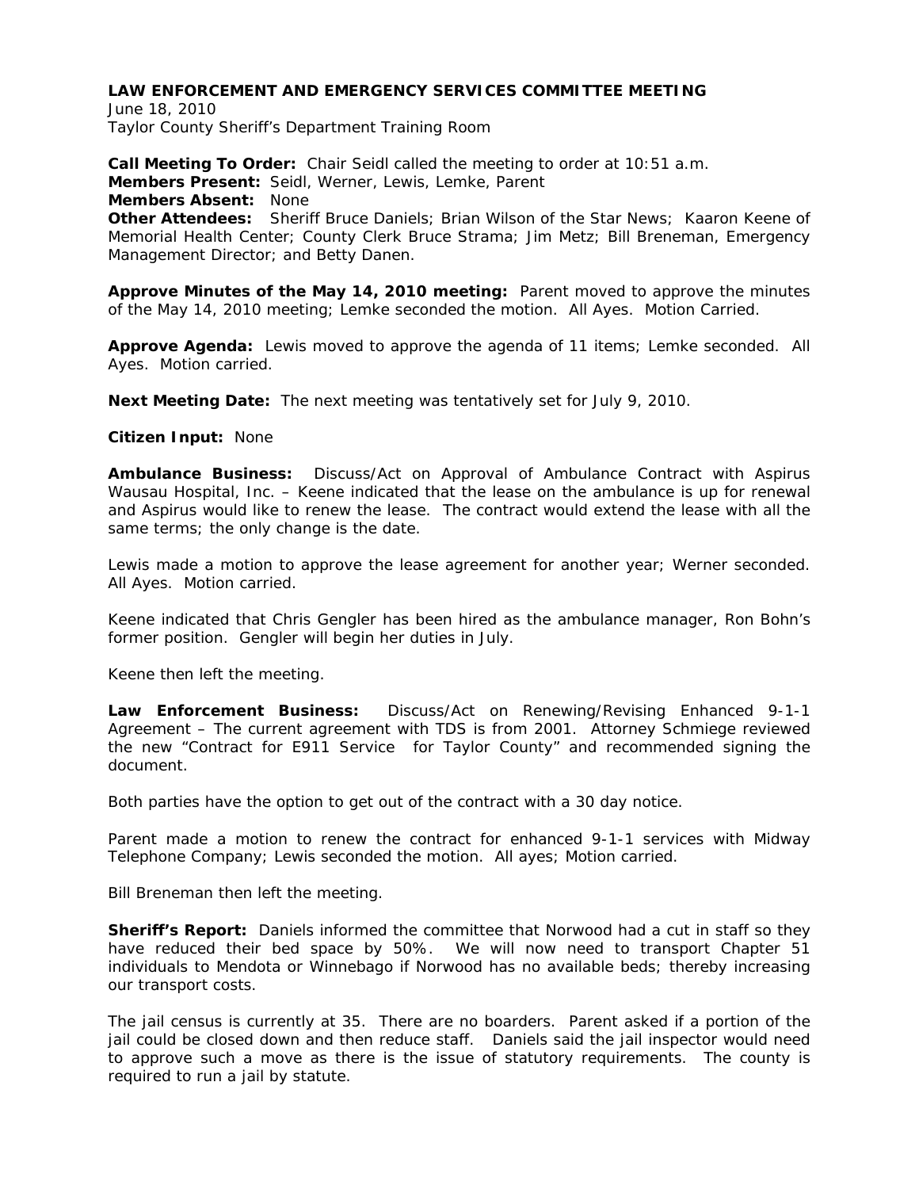**LAW ENFORCEMENT AND EMERGENCY SERVICES COMMITTEE MEETING**
June 18, 2010
Taylor County Sheriff's Department Training Room

**Call Meeting To Order:** Chair Seidl called the meeting to order at 10:51 a.m.
**Members Present:** Seidl, Werner, Lewis, Lemke, Parent
**Members Absent:** None
**Other Attendees:** Sheriff Bruce Daniels; Brian Wilson of the Star News; Kaaron Keene of Memorial Health Center; County Clerk Bruce Strama; Jim Metz; Bill Breneman, Emergency Management Director; and Betty Danen.

**Approve Minutes of the May 14, 2010 meeting:** Parent moved to approve the minutes of the May 14, 2010 meeting; Lemke seconded the motion. All Ayes. Motion Carried.

**Approve Agenda:** Lewis moved to approve the agenda of 11 items; Lemke seconded. All Ayes. Motion carried.

**Next Meeting Date:** The next meeting was tentatively set for July 9, 2010.

**Citizen Input:** None

**Ambulance Business:** Discuss/Act on Approval of Ambulance Contract with Aspirus Wausau Hospital, Inc. – Keene indicated that the lease on the ambulance is up for renewal and Aspirus would like to renew the lease. The contract would extend the lease with all the same terms; the only change is the date.

Lewis made a motion to approve the lease agreement for another year; Werner seconded. All Ayes. Motion carried.

Keene indicated that Chris Gengler has been hired as the ambulance manager, Ron Bohn's former position. Gengler will begin her duties in July.

Keene then left the meeting.

**Law Enforcement Business:** Discuss/Act on Renewing/Revising Enhanced 9-1-1 Agreement – The current agreement with TDS is from 2001. Attorney Schmiege reviewed the new "Contract for E911 Service for Taylor County" and recommended signing the document.

Both parties have the option to get out of the contract with a 30 day notice.

Parent made a motion to renew the contract for enhanced 9-1-1 services with Midway Telephone Company; Lewis seconded the motion. All ayes; Motion carried.

Bill Breneman then left the meeting.

**Sheriff's Report:** Daniels informed the committee that Norwood had a cut in staff so they have reduced their bed space by 50%. We will now need to transport Chapter 51 individuals to Mendota or Winnebago if Norwood has no available beds; thereby increasing our transport costs.

The jail census is currently at 35. There are no boarders. Parent asked if a portion of the jail could be closed down and then reduce staff. Daniels said the jail inspector would need to approve such a move as there is the issue of statutory requirements. The county is required to run a jail by statute.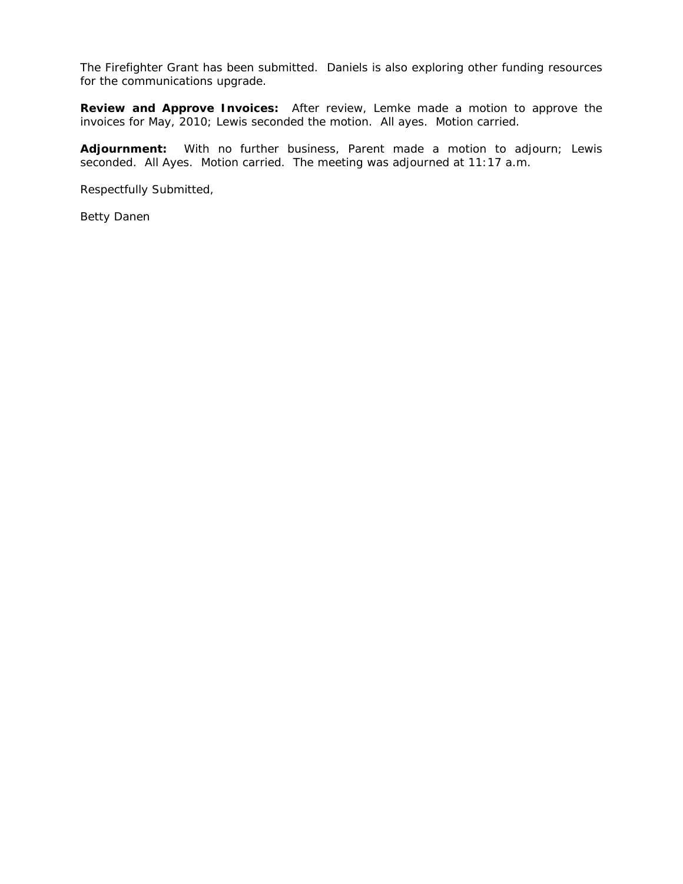The Firefighter Grant has been submitted. Daniels is also exploring other funding resources for the communications upgrade.

**Review and Approve Invoices:** After review, Lemke made a motion to approve the invoices for May, 2010; Lewis seconded the motion. All ayes. Motion carried.

**Adjournment:** With no further business, Parent made a motion to adjourn; Lewis seconded. All Ayes. Motion carried. The meeting was adjourned at 11:17 a.m.

Respectfully Submitted,

Betty Danen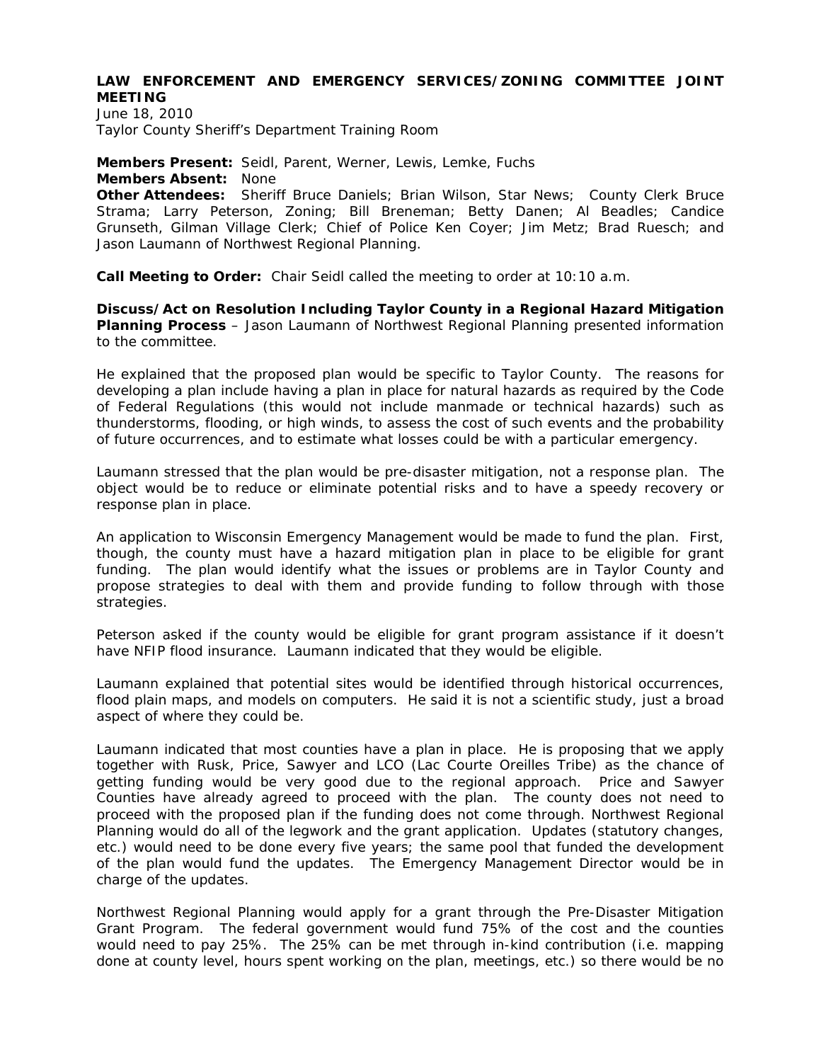**LAW ENFORCEMENT AND EMERGENCY SERVICES/ZONING COMMITTEE JOINT MEETING**

June 18, 2010
Taylor County Sheriff's Department Training Room

**Members Present:** Seidl, Parent, Werner, Lewis, Lemke, Fuchs
**Members Absent:** None
**Other Attendees:** Sheriff Bruce Daniels; Brian Wilson, Star News; County Clerk Bruce Strama; Larry Peterson, Zoning; Bill Breneman; Betty Danen; Al Beadles; Candice Grunseth, Gilman Village Clerk; Chief of Police Ken Coyer; Jim Metz; Brad Ruesch; and Jason Laumann of Northwest Regional Planning.

**Call Meeting to Order:** Chair Seidl called the meeting to order at 10:10 a.m.

**Discuss/Act on Resolution Including Taylor County in a Regional Hazard Mitigation Planning Process** – Jason Laumann of Northwest Regional Planning presented information to the committee.

He explained that the proposed plan would be specific to Taylor County. The reasons for developing a plan include having a plan in place for natural hazards as required by the Code of Federal Regulations (this would not include manmade or technical hazards) such as thunderstorms, flooding, or high winds, to assess the cost of such events and the probability of future occurrences, and to estimate what losses could be with a particular emergency.

Laumann stressed that the plan would be pre-disaster mitigation, not a response plan. The object would be to reduce or eliminate potential risks and to have a speedy recovery or response plan in place.

An application to Wisconsin Emergency Management would be made to fund the plan. First, though, the county must have a hazard mitigation plan in place to be eligible for grant funding. The plan would identify what the issues or problems are in Taylor County and propose strategies to deal with them and provide funding to follow through with those strategies.

Peterson asked if the county would be eligible for grant program assistance if it doesn't have NFIP flood insurance. Laumann indicated that they would be eligible.

Laumann explained that potential sites would be identified through historical occurrences, flood plain maps, and models on computers. He said it is not a scientific study, just a broad aspect of where they could be.

Laumann indicated that most counties have a plan in place. He is proposing that we apply together with Rusk, Price, Sawyer and LCO (Lac Courte Oreilles Tribe) as the chance of getting funding would be very good due to the regional approach. Price and Sawyer Counties have already agreed to proceed with the plan. The county does not need to proceed with the proposed plan if the funding does not come through. Northwest Regional Planning would do all of the legwork and the grant application. Updates (statutory changes, etc.) would need to be done every five years; the same pool that funded the development of the plan would fund the updates. The Emergency Management Director would be in charge of the updates.

Northwest Regional Planning would apply for a grant through the Pre-Disaster Mitigation Grant Program. The federal government would fund 75% of the cost and the counties would need to pay 25%. The 25% can be met through in-kind contribution (i.e. mapping done at county level, hours spent working on the plan, meetings, etc.) so there would be no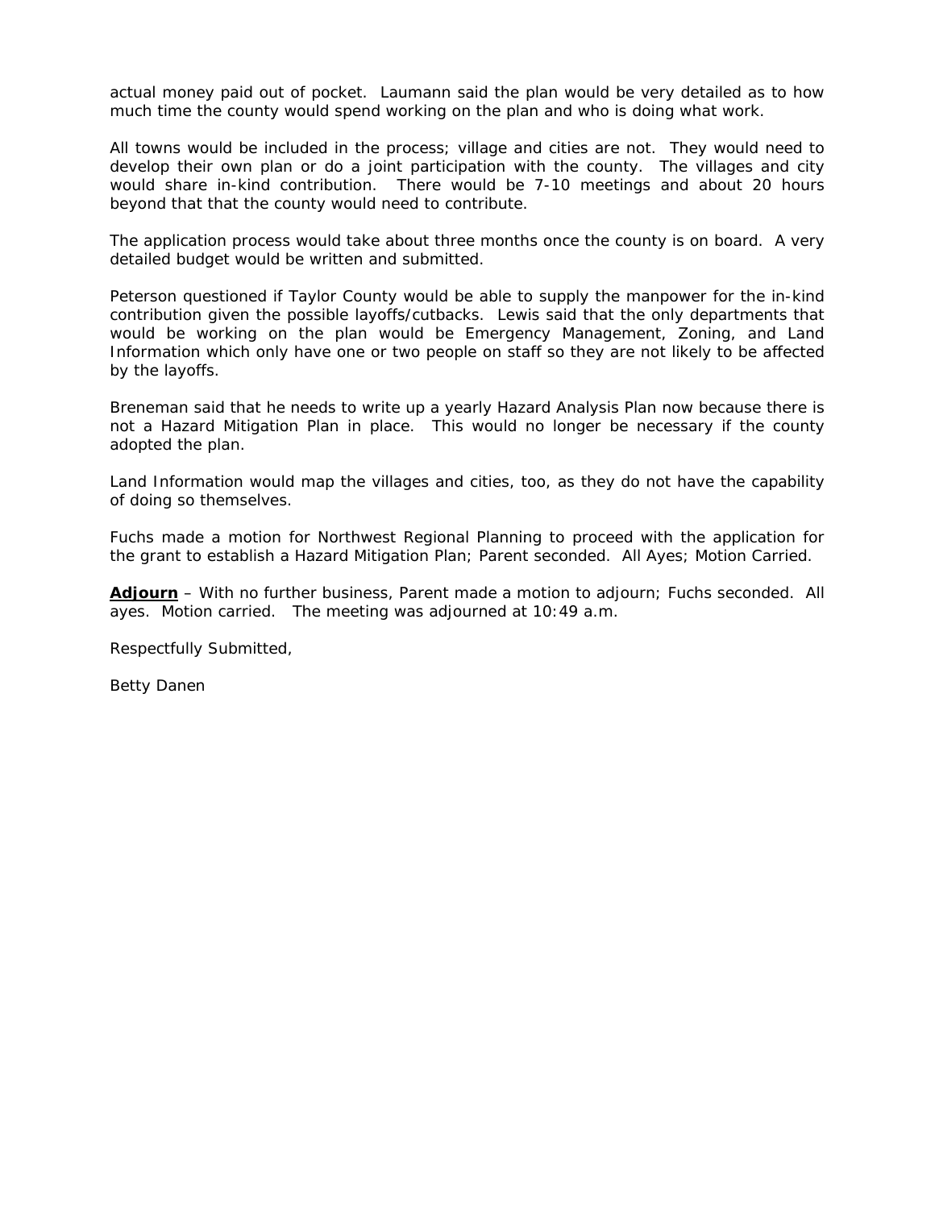actual money paid out of pocket. Laumann said the plan would be very detailed as to how much time the county would spend working on the plan and who is doing what work.

All towns would be included in the process; village and cities are not. They would need to develop their own plan or do a joint participation with the county. The villages and city would share in-kind contribution. There would be 7-10 meetings and about 20 hours beyond that that the county would need to contribute.

The application process would take about three months once the county is on board. A very detailed budget would be written and submitted.

Peterson questioned if Taylor County would be able to supply the manpower for the in-kind contribution given the possible layoffs/cutbacks. Lewis said that the only departments that would be working on the plan would be Emergency Management, Zoning, and Land Information which only have one or two people on staff so they are not likely to be affected by the layoffs.

Breneman said that he needs to write up a yearly Hazard Analysis Plan now because there is not a Hazard Mitigation Plan in place. This would no longer be necessary if the county adopted the plan.

Land Information would map the villages and cities, too, as they do not have the capability of doing so themselves.

Fuchs made a motion for Northwest Regional Planning to proceed with the application for the grant to establish a Hazard Mitigation Plan; Parent seconded. All Ayes; Motion Carried.

**Adjourn** – With no further business, Parent made a motion to adjourn; Fuchs seconded. All ayes. Motion carried. The meeting was adjourned at 10:49 a.m.

Respectfully Submitted,

Betty Danen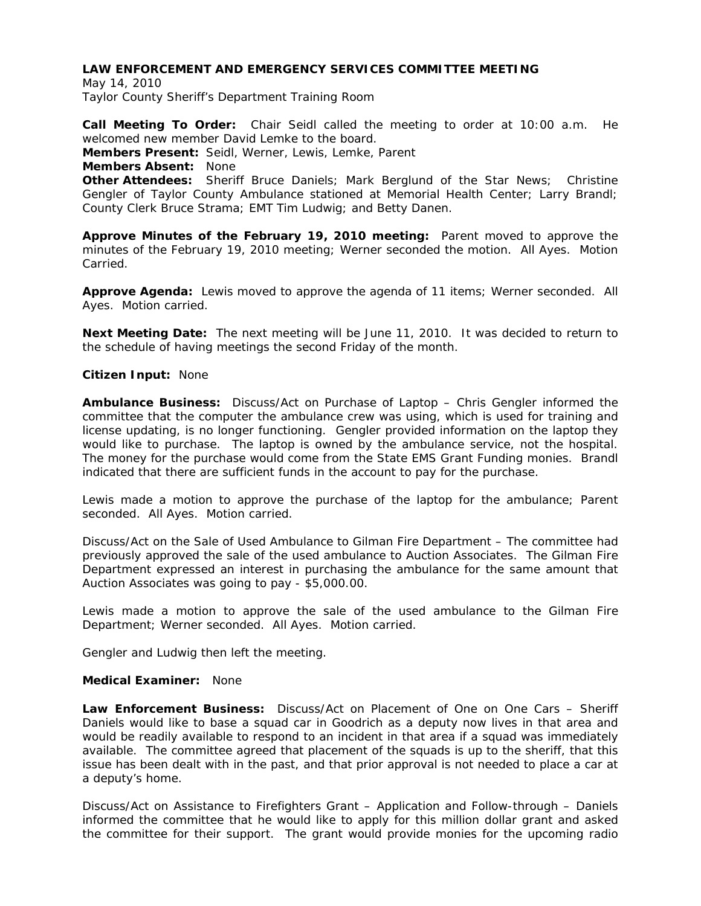**LAW ENFORCEMENT AND EMERGENCY SERVICES COMMITTEE MEETING**
May 14, 2010
Taylor County Sheriff's Department Training Room

**Call Meeting To Order:** Chair Seidl called the meeting to order at 10:00 a.m. He welcomed new member David Lemke to the board.
**Members Present:** Seidl, Werner, Lewis, Lemke, Parent
**Members Absent:** None
**Other Attendees:** Sheriff Bruce Daniels; Mark Berglund of the Star News; Christine Gengler of Taylor County Ambulance stationed at Memorial Health Center; Larry Brandl; County Clerk Bruce Strama; EMT Tim Ludwig; and Betty Danen.

**Approve Minutes of the February 19, 2010 meeting:** Parent moved to approve the minutes of the February 19, 2010 meeting; Werner seconded the motion. All Ayes. Motion Carried.

**Approve Agenda:** Lewis moved to approve the agenda of 11 items; Werner seconded. All Ayes. Motion carried.

**Next Meeting Date:** The next meeting will be June 11, 2010. It was decided to return to the schedule of having meetings the second Friday of the month.

**Citizen Input:** None

**Ambulance Business:** Discuss/Act on Purchase of Laptop – Chris Gengler informed the committee that the computer the ambulance crew was using, which is used for training and license updating, is no longer functioning. Gengler provided information on the laptop they would like to purchase. The laptop is owned by the ambulance service, not the hospital. The money for the purchase would come from the State EMS Grant Funding monies. Brandl indicated that there are sufficient funds in the account to pay for the purchase.

Lewis made a motion to approve the purchase of the laptop for the ambulance; Parent seconded. All Ayes. Motion carried.

Discuss/Act on the Sale of Used Ambulance to Gilman Fire Department – The committee had previously approved the sale of the used ambulance to Auction Associates. The Gilman Fire Department expressed an interest in purchasing the ambulance for the same amount that Auction Associates was going to pay - $5,000.00.

Lewis made a motion to approve the sale of the used ambulance to the Gilman Fire Department; Werner seconded. All Ayes. Motion carried.

Gengler and Ludwig then left the meeting.

**Medical Examiner:** None

**Law Enforcement Business:** Discuss/Act on Placement of One on One Cars – Sheriff Daniels would like to base a squad car in Goodrich as a deputy now lives in that area and would be readily available to respond to an incident in that area if a squad was immediately available. The committee agreed that placement of the squads is up to the sheriff, that this issue has been dealt with in the past, and that prior approval is not needed to place a car at a deputy's home.

Discuss/Act on Assistance to Firefighters Grant – Application and Follow-through – Daniels informed the committee that he would like to apply for this million dollar grant and asked the committee for their support. The grant would provide monies for the upcoming radio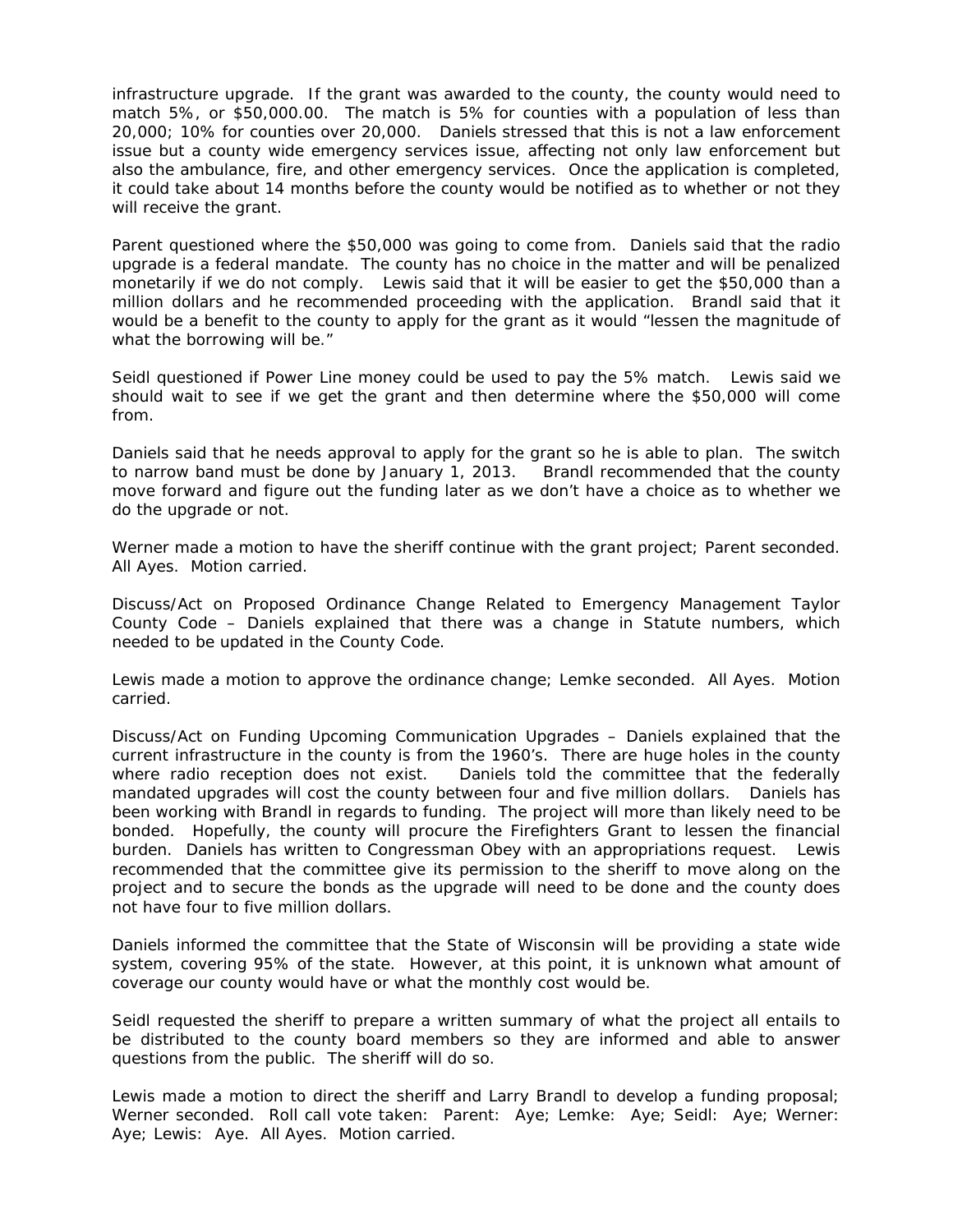infrastructure upgrade. If the grant was awarded to the county, the county would need to match 5%, or $50,000.00. The match is 5% for counties with a population of less than 20,000; 10% for counties over 20,000. Daniels stressed that this is not a law enforcement issue but a county wide emergency services issue, affecting not only law enforcement but also the ambulance, fire, and other emergency services. Once the application is completed, it could take about 14 months before the county would be notified as to whether or not they will receive the grant.

Parent questioned where the $50,000 was going to come from. Daniels said that the radio upgrade is a federal mandate. The county has no choice in the matter and will be penalized monetarily if we do not comply. Lewis said that it will be easier to get the $50,000 than a million dollars and he recommended proceeding with the application. Brandl said that it would be a benefit to the county to apply for the grant as it would "lessen the magnitude of what the borrowing will be."

Seidl questioned if Power Line money could be used to pay the 5% match. Lewis said we should wait to see if we get the grant and then determine where the $50,000 will come from.

Daniels said that he needs approval to apply for the grant so he is able to plan. The switch to narrow band must be done by January 1, 2013. Brandl recommended that the county move forward and figure out the funding later as we don't have a choice as to whether we do the upgrade or not.

Werner made a motion to have the sheriff continue with the grant project; Parent seconded. All Ayes. Motion carried.

Discuss/Act on Proposed Ordinance Change Related to Emergency Management Taylor County Code – Daniels explained that there was a change in Statute numbers, which needed to be updated in the County Code.

Lewis made a motion to approve the ordinance change; Lemke seconded. All Ayes. Motion carried.

Discuss/Act on Funding Upcoming Communication Upgrades – Daniels explained that the current infrastructure in the county is from the 1960's. There are huge holes in the county where radio reception does not exist. Daniels told the committee that the federally mandated upgrades will cost the county between four and five million dollars. Daniels has been working with Brandl in regards to funding. The project will more than likely need to be bonded. Hopefully, the county will procure the Firefighters Grant to lessen the financial burden. Daniels has written to Congressman Obey with an appropriations request. Lewis recommended that the committee give its permission to the sheriff to move along on the project and to secure the bonds as the upgrade will need to be done and the county does not have four to five million dollars.

Daniels informed the committee that the State of Wisconsin will be providing a state wide system, covering 95% of the state. However, at this point, it is unknown what amount of coverage our county would have or what the monthly cost would be.

Seidl requested the sheriff to prepare a written summary of what the project all entails to be distributed to the county board members so they are informed and able to answer questions from the public. The sheriff will do so.

Lewis made a motion to direct the sheriff and Larry Brandl to develop a funding proposal; Werner seconded. Roll call vote taken: Parent: Aye; Lemke: Aye; Seidl: Aye; Werner: Aye; Lewis: Aye. All Ayes. Motion carried.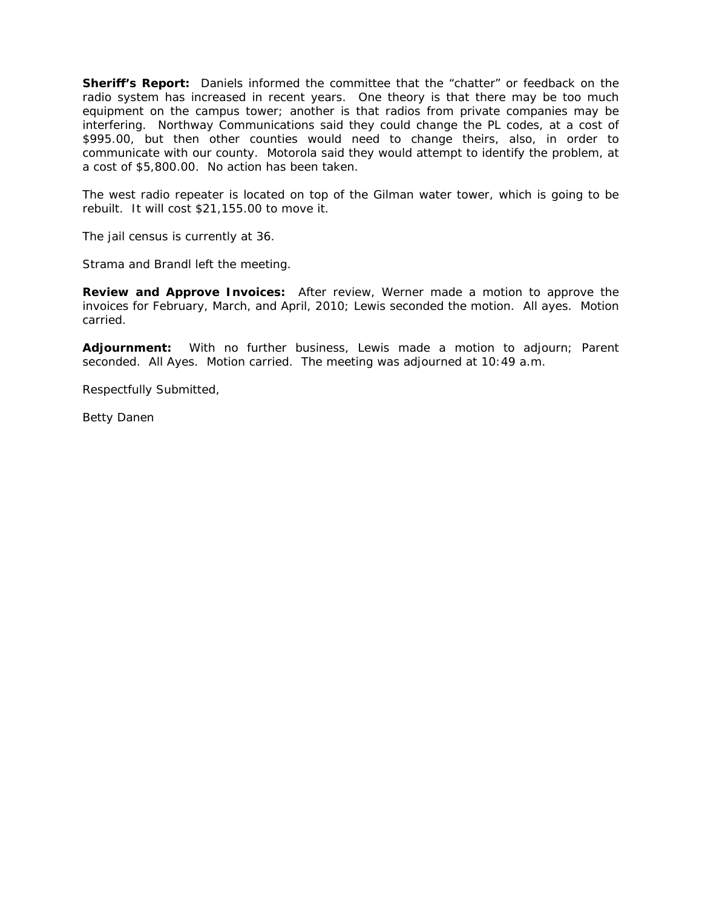**Sheriff's Report:** Daniels informed the committee that the "chatter" or feedback on the radio system has increased in recent years. One theory is that there may be too much equipment on the campus tower; another is that radios from private companies may be interfering. Northway Communications said they could change the PL codes, at a cost of $995.00, but then other counties would need to change theirs, also, in order to communicate with our county. Motorola said they would attempt to identify the problem, at a cost of $5,800.00. No action has been taken.

The west radio repeater is located on top of the Gilman water tower, which is going to be rebuilt. It will cost $21,155.00 to move it.

The jail census is currently at 36.

Strama and Brandl left the meeting.

**Review and Approve Invoices:** After review, Werner made a motion to approve the invoices for February, March, and April, 2010; Lewis seconded the motion. All ayes. Motion carried.

**Adjournment:** With no further business, Lewis made a motion to adjourn; Parent seconded. All Ayes. Motion carried. The meeting was adjourned at 10:49 a.m.

Respectfully Submitted,

Betty Danen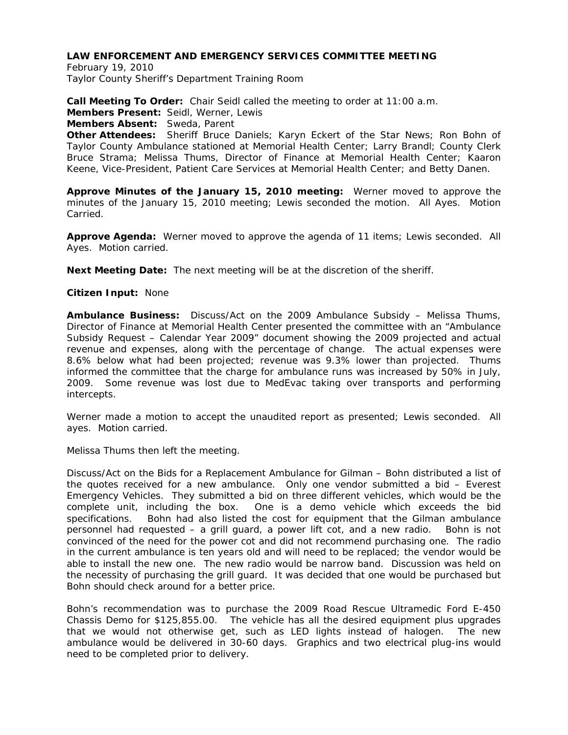**LAW ENFORCEMENT AND EMERGENCY SERVICES COMMITTEE MEETING**
February 19, 2010
Taylor County Sheriff's Department Training Room

**Call Meeting To Order:** Chair Seidl called the meeting to order at 11:00 a.m.
**Members Present:** Seidl, Werner, Lewis
**Members Absent:** Sweda, Parent
**Other Attendees:** Sheriff Bruce Daniels; Karyn Eckert of the Star News; Ron Bohn of Taylor County Ambulance stationed at Memorial Health Center; Larry Brandl; County Clerk Bruce Strama; Melissa Thums, Director of Finance at Memorial Health Center; Kaaron Keene, Vice-President, Patient Care Services at Memorial Health Center; and Betty Danen.

**Approve Minutes of the January 15, 2010 meeting:** Werner moved to approve the minutes of the January 15, 2010 meeting; Lewis seconded the motion. All Ayes. Motion Carried.

**Approve Agenda:** Werner moved to approve the agenda of 11 items; Lewis seconded. All Ayes. Motion carried.

**Next Meeting Date:** The next meeting will be at the discretion of the sheriff.

**Citizen Input:** None

**Ambulance Business:** Discuss/Act on the 2009 Ambulance Subsidy – Melissa Thums, Director of Finance at Memorial Health Center presented the committee with an "Ambulance Subsidy Request – Calendar Year 2009" document showing the 2009 projected and actual revenue and expenses, along with the percentage of change. The actual expenses were 8.6% below what had been projected; revenue was 9.3% lower than projected. Thums informed the committee that the charge for ambulance runs was increased by 50% in July, 2009. Some revenue was lost due to MedEvac taking over transports and performing intercepts.

Werner made a motion to accept the unaudited report as presented; Lewis seconded. All ayes. Motion carried.

Melissa Thums then left the meeting.

Discuss/Act on the Bids for a Replacement Ambulance for Gilman – Bohn distributed a list of the quotes received for a new ambulance. Only one vendor submitted a bid – Everest Emergency Vehicles. They submitted a bid on three different vehicles, which would be the complete unit, including the box. One is a demo vehicle which exceeds the bid specifications. Bohn had also listed the cost for equipment that the Gilman ambulance personnel had requested – a grill guard, a power lift cot, and a new radio. Bohn is not convinced of the need for the power cot and did not recommend purchasing one. The radio in the current ambulance is ten years old and will need to be replaced; the vendor would be able to install the new one. The new radio would be narrow band. Discussion was held on the necessity of purchasing the grill guard. It was decided that one would be purchased but Bohn should check around for a better price.

Bohn's recommendation was to purchase the 2009 Road Rescue Ultramedic Ford E-450 Chassis Demo for $125,855.00. The vehicle has all the desired equipment plus upgrades that we would not otherwise get, such as LED lights instead of halogen. The new ambulance would be delivered in 30-60 days. Graphics and two electrical plug-ins would need to be completed prior to delivery.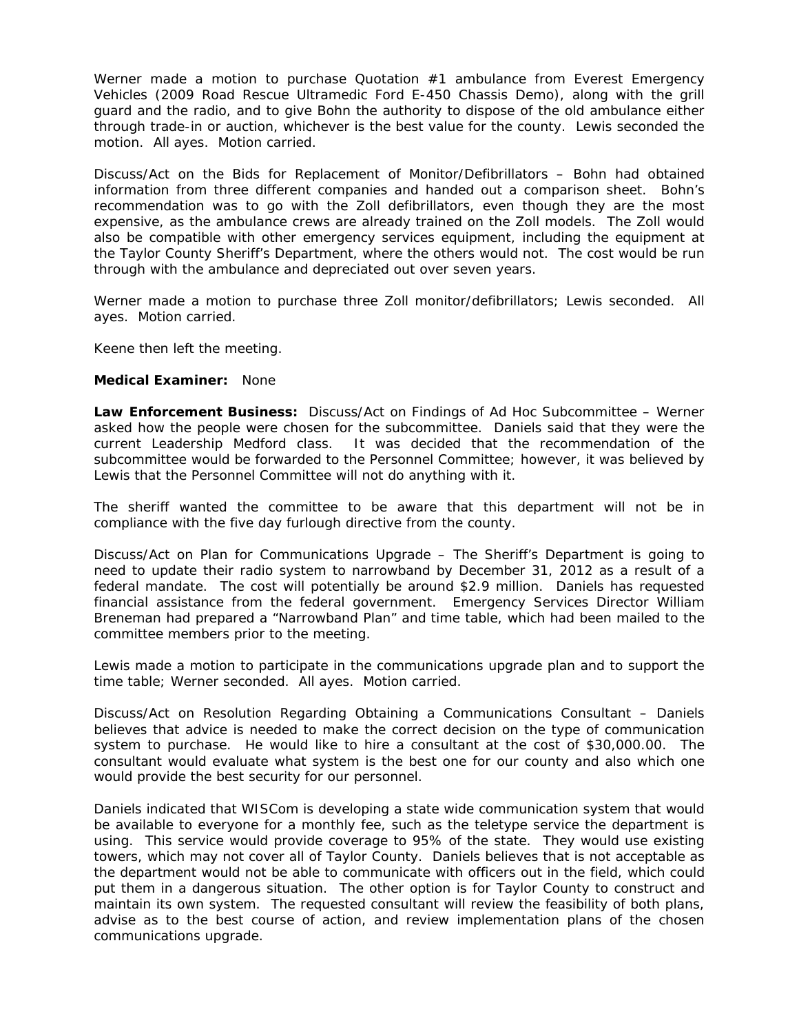Werner made a motion to purchase Quotation #1 ambulance from Everest Emergency Vehicles (2009 Road Rescue Ultramedic Ford E-450 Chassis Demo), along with the grill guard and the radio, and to give Bohn the authority to dispose of the old ambulance either through trade-in or auction, whichever is the best value for the county. Lewis seconded the motion. All ayes. Motion carried.

Discuss/Act on the Bids for Replacement of Monitor/Defibrillators – Bohn had obtained information from three different companies and handed out a comparison sheet. Bohn's recommendation was to go with the Zoll defibrillators, even though they are the most expensive, as the ambulance crews are already trained on the Zoll models. The Zoll would also be compatible with other emergency services equipment, including the equipment at the Taylor County Sheriff's Department, where the others would not. The cost would be run through with the ambulance and depreciated out over seven years.

Werner made a motion to purchase three Zoll monitor/defibrillators; Lewis seconded. All ayes. Motion carried.

Keene then left the meeting.

**Medical Examiner:** None

**Law Enforcement Business:** Discuss/Act on Findings of Ad Hoc Subcommittee – Werner asked how the people were chosen for the subcommittee. Daniels said that they were the current Leadership Medford class. It was decided that the recommendation of the subcommittee would be forwarded to the Personnel Committee; however, it was believed by Lewis that the Personnel Committee will not do anything with it.

The sheriff wanted the committee to be aware that this department will not be in compliance with the five day furlough directive from the county.

Discuss/Act on Plan for Communications Upgrade – The Sheriff's Department is going to need to update their radio system to narrowband by December 31, 2012 as a result of a federal mandate. The cost will potentially be around $2.9 million. Daniels has requested financial assistance from the federal government. Emergency Services Director William Breneman had prepared a "Narrowband Plan" and time table, which had been mailed to the committee members prior to the meeting.

Lewis made a motion to participate in the communications upgrade plan and to support the time table; Werner seconded. All ayes. Motion carried.

Discuss/Act on Resolution Regarding Obtaining a Communications Consultant – Daniels believes that advice is needed to make the correct decision on the type of communication system to purchase. He would like to hire a consultant at the cost of $30,000.00. The consultant would evaluate what system is the best one for our county and also which one would provide the best security for our personnel.

Daniels indicated that WISCom is developing a state wide communication system that would be available to everyone for a monthly fee, such as the teletype service the department is using. This service would provide coverage to 95% of the state. They would use existing towers, which may not cover all of Taylor County. Daniels believes that is not acceptable as the department would not be able to communicate with officers out in the field, which could put them in a dangerous situation. The other option is for Taylor County to construct and maintain its own system. The requested consultant will review the feasibility of both plans, advise as to the best course of action, and review implementation plans of the chosen communications upgrade.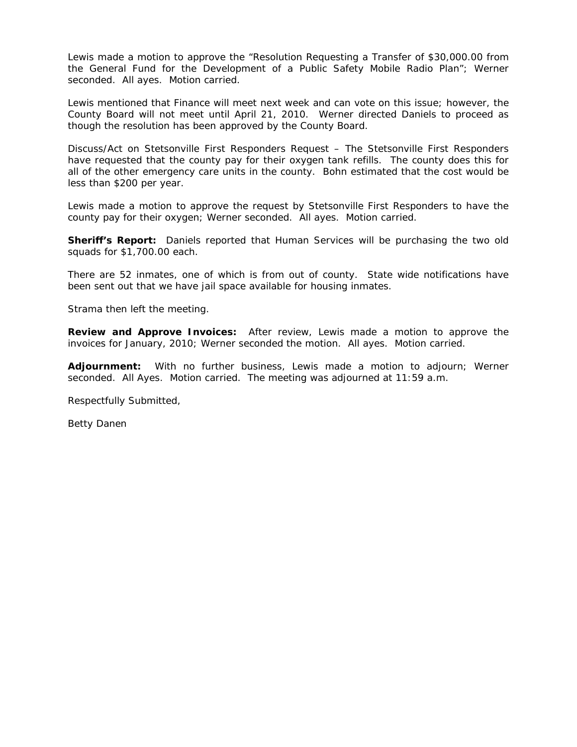Lewis made a motion to approve the "Resolution Requesting a Transfer of $30,000.00 from the General Fund for the Development of a Public Safety Mobile Radio Plan"; Werner seconded. All ayes. Motion carried.

Lewis mentioned that Finance will meet next week and can vote on this issue; however, the County Board will not meet until April 21, 2010. Werner directed Daniels to proceed as though the resolution has been approved by the County Board.

Discuss/Act on Stetsonville First Responders Request – The Stetsonville First Responders have requested that the county pay for their oxygen tank refills. The county does this for all of the other emergency care units in the county. Bohn estimated that the cost would be less than $200 per year.

Lewis made a motion to approve the request by Stetsonville First Responders to have the county pay for their oxygen; Werner seconded. All ayes. Motion carried.

**Sheriff's Report:** Daniels reported that Human Services will be purchasing the two old squads for $1,700.00 each.

There are 52 inmates, one of which is from out of county. State wide notifications have been sent out that we have jail space available for housing inmates.

Strama then left the meeting.

**Review and Approve Invoices:** After review, Lewis made a motion to approve the invoices for January, 2010; Werner seconded the motion. All ayes. Motion carried.

**Adjournment:** With no further business, Lewis made a motion to adjourn; Werner seconded. All Ayes. Motion carried. The meeting was adjourned at 11:59 a.m.

Respectfully Submitted,

Betty Danen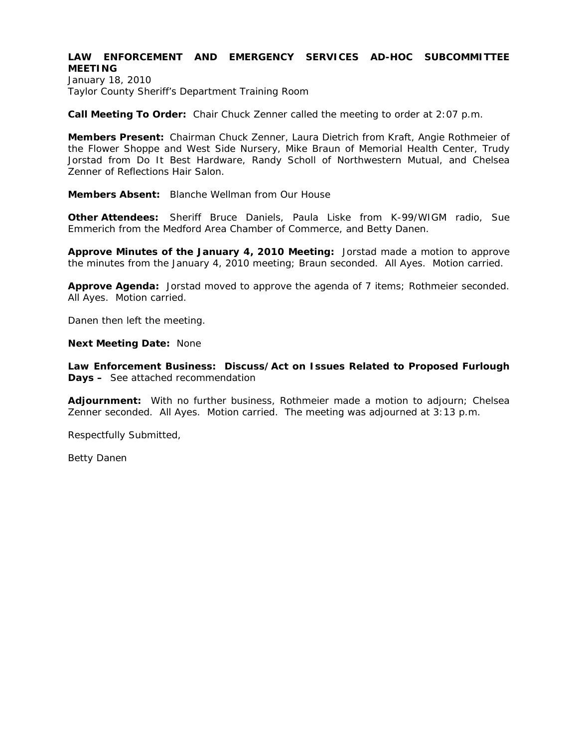**LAW ENFORCEMENT AND EMERGENCY SERVICES AD-HOC SUBCOMMITTEE MEETING**

January 18, 2010
Taylor County Sheriff's Department Training Room

**Call Meeting To Order:** Chair Chuck Zenner called the meeting to order at 2:07 p.m.

**Members Present:** Chairman Chuck Zenner, Laura Dietrich from Kraft, Angie Rothmeier of the Flower Shoppe and West Side Nursery, Mike Braun of Memorial Health Center, Trudy Jorstad from Do It Best Hardware, Randy Scholl of Northwestern Mutual, and Chelsea Zenner of Reflections Hair Salon.

**Members Absent:** Blanche Wellman from Our House

**Other Attendees:** Sheriff Bruce Daniels, Paula Liske from K-99/WIGM radio, Sue Emmerich from the Medford Area Chamber of Commerce, and Betty Danen.

**Approve Minutes of the January 4, 2010 Meeting:** Jorstad made a motion to approve the minutes from the January 4, 2010 meeting; Braun seconded. All Ayes. Motion carried.

**Approve Agenda:** Jorstad moved to approve the agenda of 7 items; Rothmeier seconded. All Ayes. Motion carried.

Danen then left the meeting.

**Next Meeting Date:** None

**Law Enforcement Business: Discuss/Act on Issues Related to Proposed Furlough Days –** See attached recommendation

**Adjournment:** With no further business, Rothmeier made a motion to adjourn; Chelsea Zenner seconded. All Ayes. Motion carried. The meeting was adjourned at 3:13 p.m.

Respectfully Submitted,

Betty Danen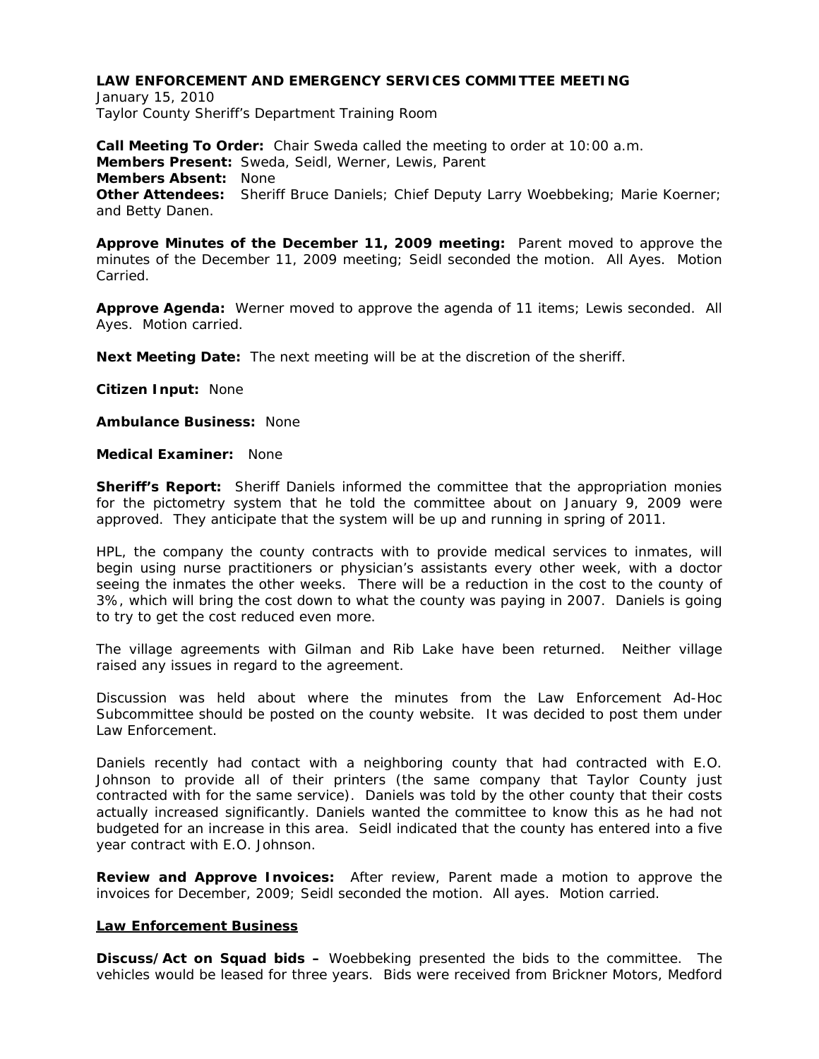**LAW ENFORCEMENT AND EMERGENCY SERVICES COMMITTEE MEETING**
January 15, 2010
Taylor County Sheriff's Department Training Room

**Call Meeting To Order:** Chair Sweda called the meeting to order at 10:00 a.m.
**Members Present:** Sweda, Seidl, Werner, Lewis, Parent
**Members Absent:** None
**Other Attendees:** Sheriff Bruce Daniels; Chief Deputy Larry Woebbeking; Marie Koerner; and Betty Danen.

**Approve Minutes of the December 11, 2009 meeting:** Parent moved to approve the minutes of the December 11, 2009 meeting; Seidl seconded the motion. All Ayes. Motion Carried.

**Approve Agenda:** Werner moved to approve the agenda of 11 items; Lewis seconded. All Ayes. Motion carried.

**Next Meeting Date:** The next meeting will be at the discretion of the sheriff.

**Citizen Input:** None

**Ambulance Business:** None

**Medical Examiner:** None

**Sheriff's Report:** Sheriff Daniels informed the committee that the appropriation monies for the pictometry system that he told the committee about on January 9, 2009 were approved. They anticipate that the system will be up and running in spring of 2011.

HPL, the company the county contracts with to provide medical services to inmates, will begin using nurse practitioners or physician's assistants every other week, with a doctor seeing the inmates the other weeks. There will be a reduction in the cost to the county of 3%, which will bring the cost down to what the county was paying in 2007. Daniels is going to try to get the cost reduced even more.

The village agreements with Gilman and Rib Lake have been returned. Neither village raised any issues in regard to the agreement.

Discussion was held about where the minutes from the Law Enforcement Ad-Hoc Subcommittee should be posted on the county website. It was decided to post them under Law Enforcement.

Daniels recently had contact with a neighboring county that had contracted with E.O. Johnson to provide all of their printers (the same company that Taylor County just contracted with for the same service). Daniels was told by the other county that their costs actually increased significantly. Daniels wanted the committee to know this as he had not budgeted for an increase in this area. Seidl indicated that the county has entered into a five year contract with E.O. Johnson.

**Review and Approve Invoices:** After review, Parent made a motion to approve the invoices for December, 2009; Seidl seconded the motion. All ayes. Motion carried.

**Law Enforcement Business**

**Discuss/Act on Squad bids –** Woebbeking presented the bids to the committee. The vehicles would be leased for three years. Bids were received from Brickner Motors, Medford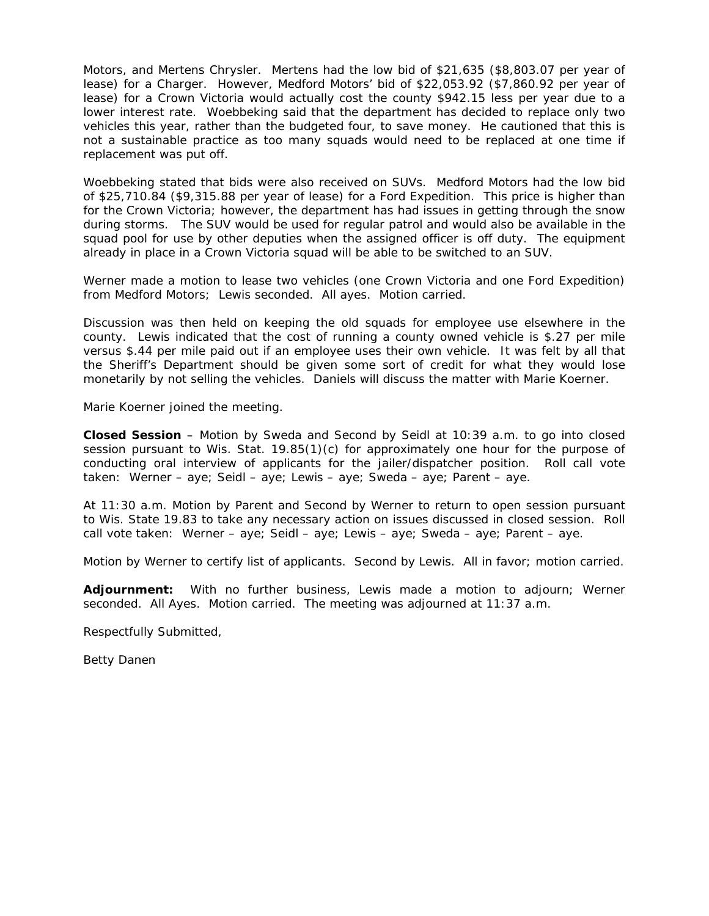Motors, and Mertens Chrysler. Mertens had the low bid of $21,635 ($8,803.07 per year of lease) for a Charger. However, Medford Motors' bid of $22,053.92 ($7,860.92 per year of lease) for a Crown Victoria would actually cost the county $942.15 less per year due to a lower interest rate. Woebbeking said that the department has decided to replace only two vehicles this year, rather than the budgeted four, to save money. He cautioned that this is not a sustainable practice as too many squads would need to be replaced at one time if replacement was put off.

Woebbeking stated that bids were also received on SUVs. Medford Motors had the low bid of $25,710.84 ($9,315.88 per year of lease) for a Ford Expedition. This price is higher than for the Crown Victoria; however, the department has had issues in getting through the snow during storms. The SUV would be used for regular patrol and would also be available in the squad pool for use by other deputies when the assigned officer is off duty. The equipment already in place in a Crown Victoria squad will be able to be switched to an SUV.

Werner made a motion to lease two vehicles (one Crown Victoria and one Ford Expedition) from Medford Motors; Lewis seconded. All ayes. Motion carried.

Discussion was then held on keeping the old squads for employee use elsewhere in the county. Lewis indicated that the cost of running a county owned vehicle is $.27 per mile versus $.44 per mile paid out if an employee uses their own vehicle. It was felt by all that the Sheriff's Department should be given some sort of credit for what they would lose monetarily by not selling the vehicles. Daniels will discuss the matter with Marie Koerner.

Marie Koerner joined the meeting.

**Closed Session** – Motion by Sweda and Second by Seidl at 10:39 a.m. to go into closed session pursuant to Wis. Stat. 19.85(1)(c) for approximately one hour for the purpose of conducting oral interview of applicants for the jailer/dispatcher position. Roll call vote taken: Werner – aye; Seidl – aye; Lewis – aye; Sweda – aye; Parent – aye.

At 11:30 a.m. Motion by Parent and Second by Werner to return to open session pursuant to Wis. State 19.83 to take any necessary action on issues discussed in closed session. Roll call vote taken: Werner – aye; Seidl – aye; Lewis – aye; Sweda – aye; Parent – aye.

Motion by Werner to certify list of applicants. Second by Lewis. All in favor; motion carried.

**Adjournment:** With no further business, Lewis made a motion to adjourn; Werner seconded. All Ayes. Motion carried. The meeting was adjourned at 11:37 a.m.

Respectfully Submitted,

Betty Danen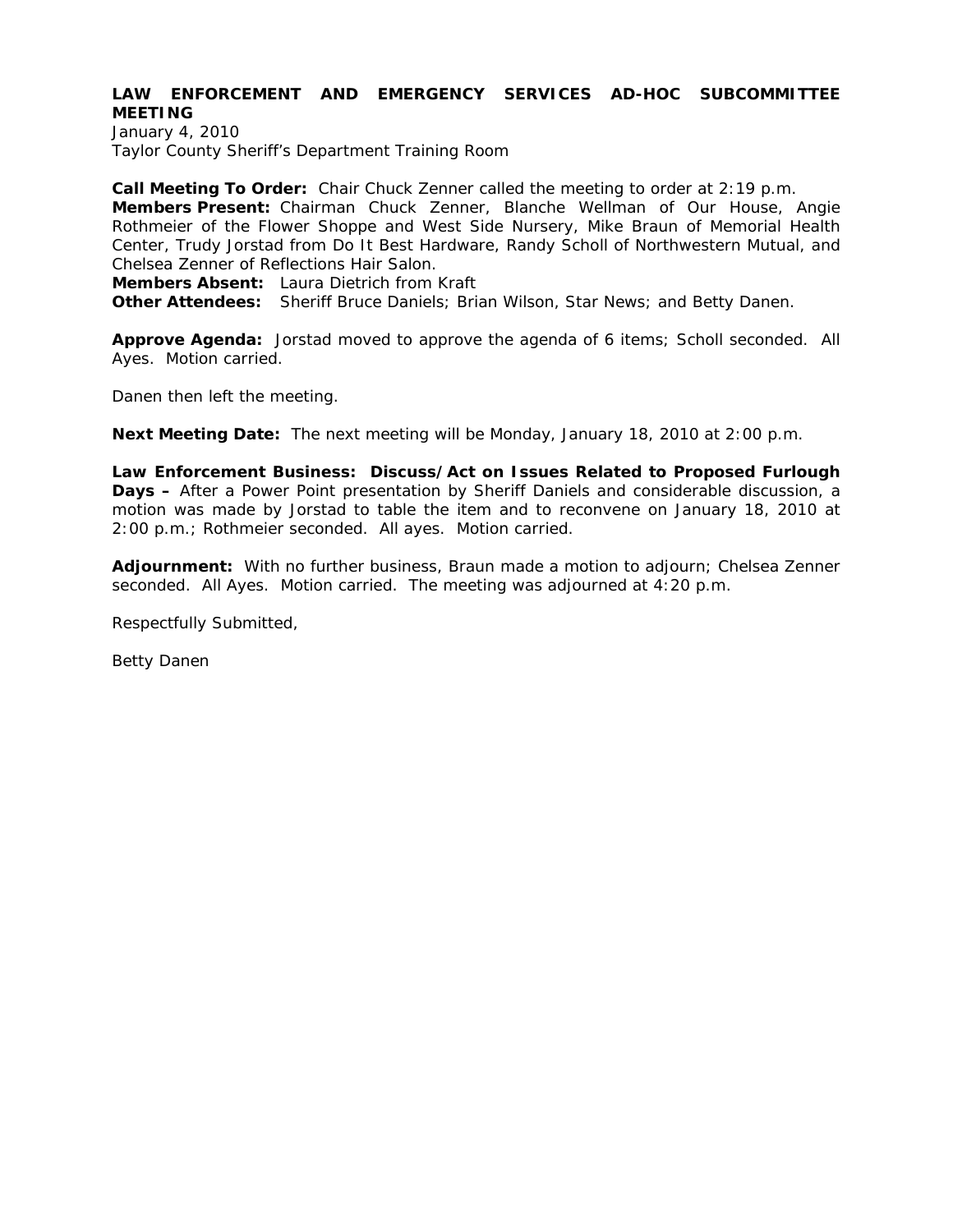**LAW ENFORCEMENT AND EMERGENCY SERVICES AD-HOC SUBCOMMITTEE MEETING**
January 4, 2010
Taylor County Sheriff's Department Training Room

**Call Meeting To Order:** Chair Chuck Zenner called the meeting to order at 2:19 p.m.
**Members Present:** Chairman Chuck Zenner, Blanche Wellman of Our House, Angie Rothmeier of the Flower Shoppe and West Side Nursery, Mike Braun of Memorial Health Center, Trudy Jorstad from Do It Best Hardware, Randy Scholl of Northwestern Mutual, and Chelsea Zenner of Reflections Hair Salon.
**Members Absent:** Laura Dietrich from Kraft
**Other Attendees:** Sheriff Bruce Daniels; Brian Wilson, Star News; and Betty Danen.

**Approve Agenda:** Jorstad moved to approve the agenda of 6 items; Scholl seconded. All Ayes. Motion carried.

Danen then left the meeting.

**Next Meeting Date:** The next meeting will be Monday, January 18, 2010 at 2:00 p.m.

**Law Enforcement Business: Discuss/Act on Issues Related to Proposed Furlough Days –** After a Power Point presentation by Sheriff Daniels and considerable discussion, a motion was made by Jorstad to table the item and to reconvene on January 18, 2010 at 2:00 p.m.; Rothmeier seconded. All ayes. Motion carried.

**Adjournment:** With no further business, Braun made a motion to adjourn; Chelsea Zenner seconded. All Ayes. Motion carried. The meeting was adjourned at 4:20 p.m.

Respectfully Submitted,

Betty Danen